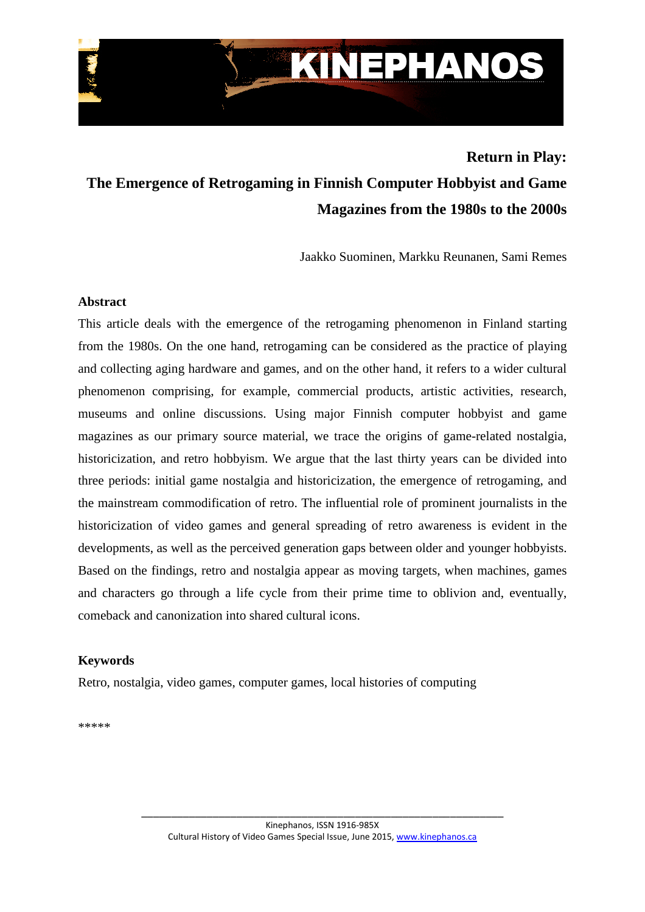# Return in Play:

# The Emergence of Retrogaming in Finnish Computer Hobbyist and Game Magazines from the 1980s to the 2000s

Jaakko Suominen, Markku Reunanen, Sami Remes

## Abstract

This article deals with the emergence of the retrogaming phenomenon in Finland starting from the 1980s. On the one hand, retrogaming can be considered as the practice of playing and collecting aging hardware and games, and on the other hand, it refers to a wider cultural phenomenon comprising, for example, commercial products, artistic activities, research, museums and online discussions. Using major Finnish computer hobbyist and game magazines as our primary source material, we trace the origins of game-related nostalgia, historicization, and retro hobbyism. We argue that the last thirty years can be divided into three periods: initial game nostalgia and historicization, the emergence of retrogaming, and the mainstream commodification of retro. The influential role of prominent journalists in the historicization of video games and general spreading of retro awareness is evident in the developments, as well as the perceived generation gaps between older and younger hobbyists. Based on the findings, retro and nostalgia appear as moving targets, when machines, games and characters go through a life cycle from their prime time to oblivion and, eventually, comeback and canonization into shared cultural icons.

## Keywords

Retro, nostalgia, video games, computer games, local histories of computing

*****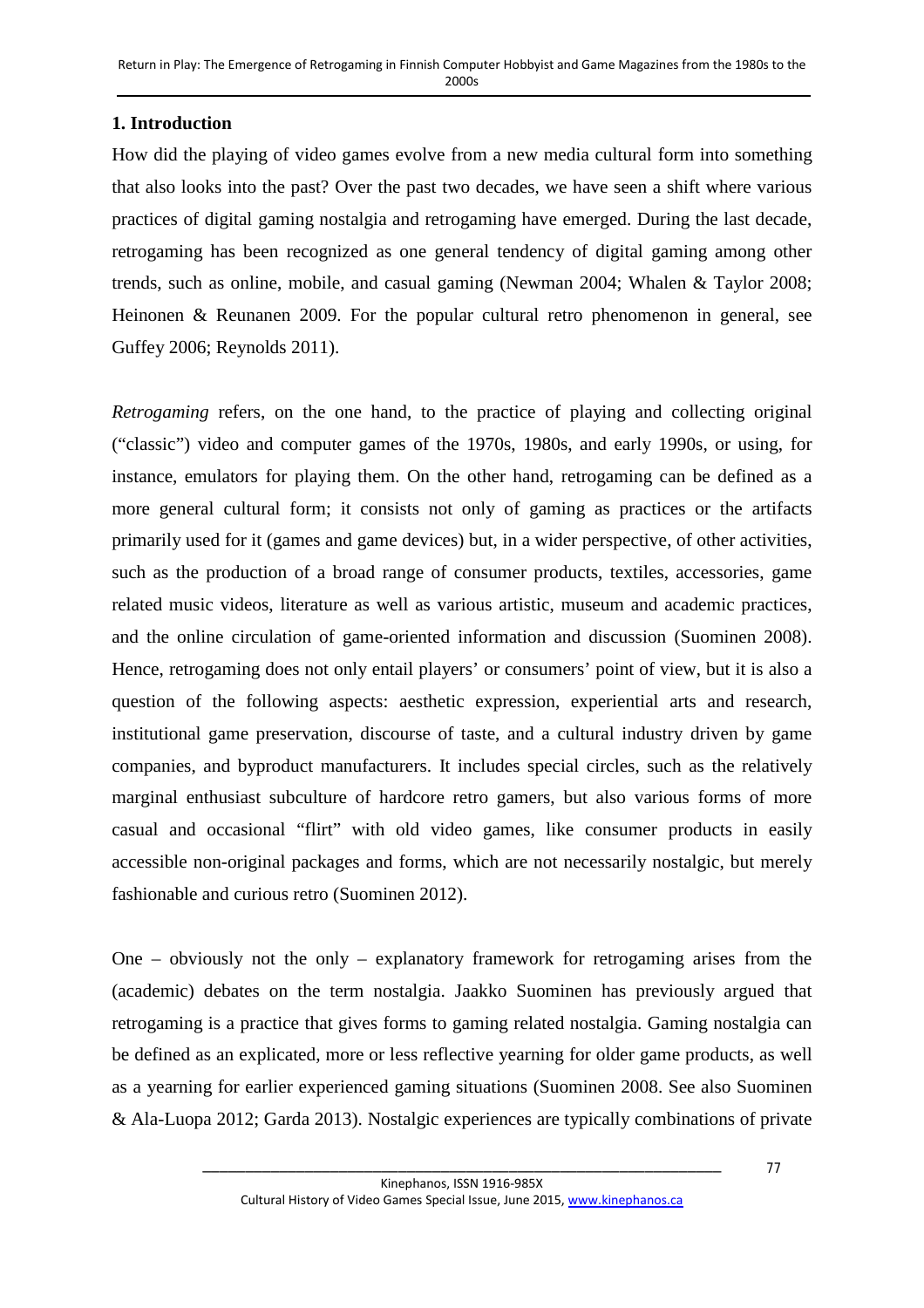## 1. Introduction

How did the playing of video games evolve from a new media cultural form into something that also looks into the past? Over the past two decades, we have seen a shift where various practices of digital gaming nostalgia and retrogaming have emerged. During the last decade, retrogaming has been recognized as one general tendency of digital gaming among other trends, such as online, mobile, and casual gaming (Newman 2004; Whalen & Taylor 2008; Heinonen & Reunanen 2009. For the popular cultural retro phenomenon in general, see Guffey 2006; Reynolds 2011).

*Retrogaming* refers, on the one hand, to the practice of playing and collecting original ("classic") video and computer games of the 1970s, 1980s, and early 1990s, or using, for instance, emulators for playing them. On the other hand, retrogaming can be defined as a more general cultural form; it consists not only of gaming as practices or the artifacts primarily used for it (games and game devices) but, in a wider perspective, of other activities, such as the production of a broad range of consumer products, textiles, accessories, game related music videos, literature as well as various artistic, museum and academic practices, and the online circulation of game-oriented information and discussion (Suominen 2008). Hence, retrogaming does not only entail players' or consumers' point of view, but it is also a question of the following aspects: aesthetic expression, experiential arts and research, institutional game preservation, discourse of taste, and a cultural industry driven by game companies, and byproduct manufacturers. It includes special circles, such as the relatively marginal enthusiast subculture of hardcore retro gamers, but also various forms of more casual and occasional "flirt" with old video games, like consumer products in easily accessible non-original packages and forms, which are not necessarily nostalgic, but merely fashionable and curious retro (Suominen 2012).

One – obviously not the only – explanatory framework for retrogaming arises from the (academic) debates on the term nostalgia. Jaakko Suominen has previously argued that retrogaming is a practice that gives forms to gaming related nostalgia. Gaming nostalgia can be defined as an explicated, more or less reflective yearning for older game products, as well as a yearning for earlier experienced gaming situations (Suominen 2008. See also Suominen & Ala-Luopa 2012; Garda 2013). Nostalgic experiences are typically combinations of private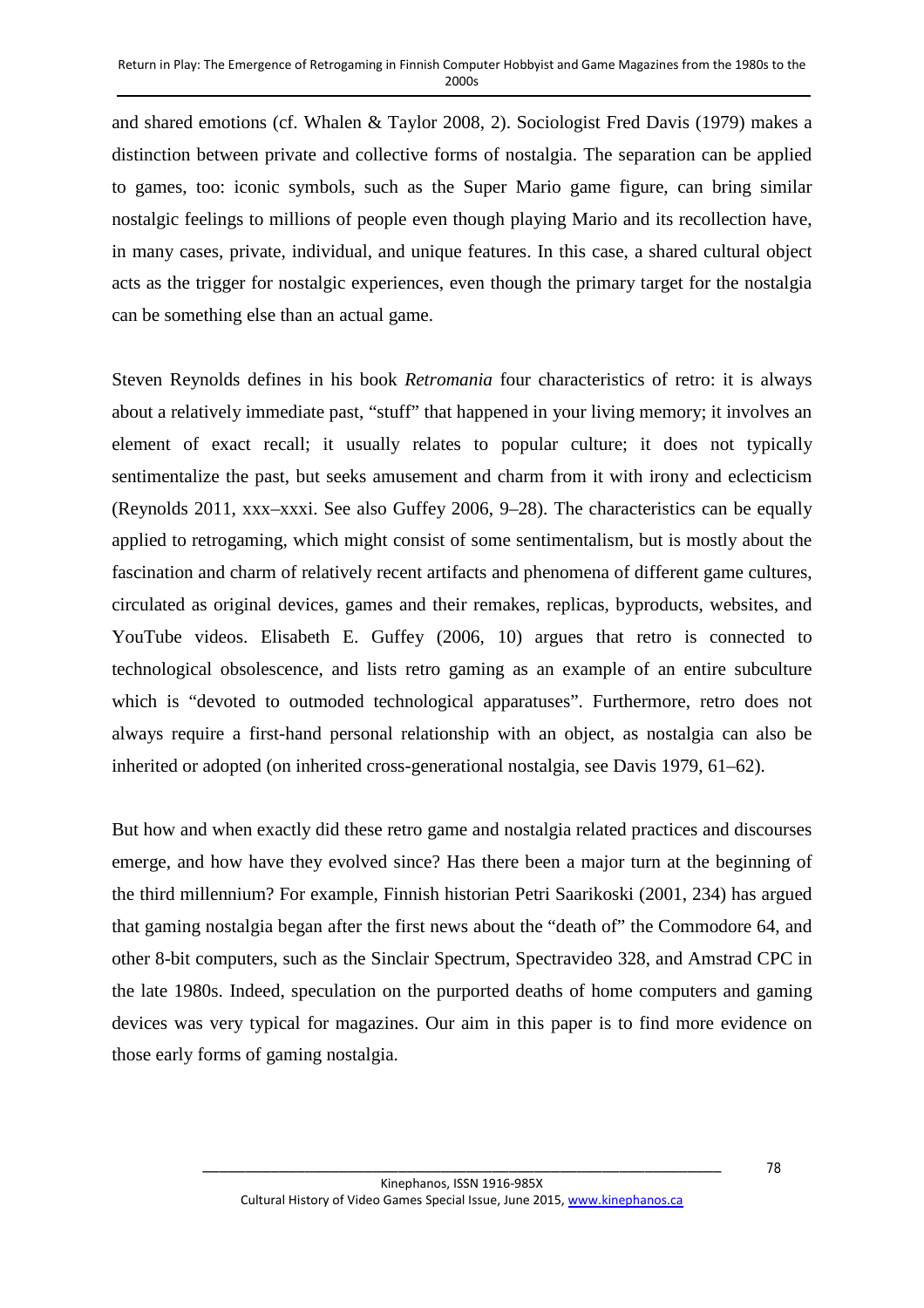and shared emotions (cf. Whalen & Taylor 2008, 2). Sociologist Fred Davis (1979) makes a distinction between private and collective forms of nostalgia. The separation can be applied to games, too: iconic symbols, such as the Super Mario game figure, can bring similar nostalgic feelings to millions of people even though playing Mario and its recollection have, in many cases, private, individual, and unique features. In this case, a shared cultural object acts as the trigger for nostalgic experiences, even though the primary target for the nostalgia can be something else than an actual game.

Steven Reynolds defines in his book *Retromania* four characteristics of retro: it is always about a relatively immediate past, "stuff" that happened in your living memory; it involves an element of exact recall; it usually relates to popular culture; it does not typically sentimentalize the past, but seeks amusement and charm from it with irony and eclecticism (Reynolds 2011, xxx–xxxi. See also Guffey 2006, 9–28). The characteristics can be equally applied to retrogaming, which might consist of some sentimentalism, but is mostly about the fascination and charm of relatively recent artifacts and phenomena of different game cultures, circulated as original devices, games and their remakes, replicas, byproducts, websites, and YouTube videos. Elisabeth E. Guffey (2006, 10) argues that retro is connected to technological obsolescence, and lists retro gaming as an example of an entire subculture which is "devoted to outmoded technological apparatuses". Furthermore, retro does not always require a first-hand personal relationship with an object, as nostalgia can also be inherited or adopted (on inherited cross-generational nostalgia, see Davis 1979, 61–62).

But how and when exactly did these retro game and nostalgia related practices and discourses emerge, and how have they evolved since? Has there been a major turn at the beginning of the third millennium? For example, Finnish historian Petri Saarikoski (2001, 234) has argued that gaming nostalgia began after the first news about the "death of" the Commodore 64, and other 8-bit computers, such as the Sinclair Spectrum, Spectravideo 328, and Amstrad CPC in the late 1980s. Indeed, speculation on the purported deaths of home computers and gaming devices was very typical for magazines. Our aim in this paper is to find more evidence on those early forms of gaming nostalgia.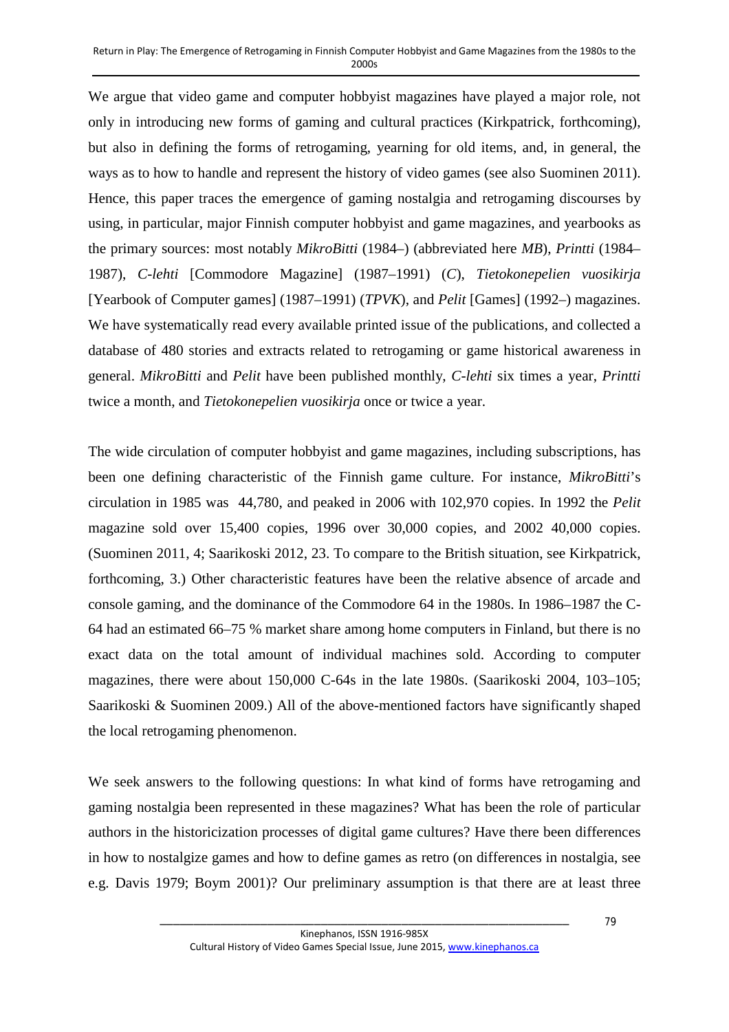We argue that video game and computer hobbyist magazines have played a major role, not only in introducing new forms of gaming and cultural practices (Kirkpatrick, forthcoming), but also in defining the forms of retrogaming, yearning for old items, and, in general, the ways as to how to handle and represent the history of video games (see also Suominen 2011). Hence, this paper traces the emergence of gaming nostalgia and retrogaming discourses by using, in particular, major Finnish computer hobbyist and game magazines, and yearbooks as the primary sources: most notably *MikroBitti* (1984–) (abbreviated here *MB*), *Printti* (1984–1987), *C-lehti* [Commodore Magazine] (1987–1991) (*C*), *Tietokonepelien vuosikirja* [Yearbook of Computer games] (1987–1991) (*TPVK*), and *Pelit* [Games] (1992–) magazines. We have systematically read every available printed issue of the publications, and collected a database of 480 stories and extracts related to retrogaming or game historical awareness in general. *MikroBitti* and *Pelit* have been published monthly, *C-lehti* six times a year, *Printti* twice a month, and *Tietokonepelien vuosikirja* once or twice a year.

The wide circulation of computer hobbyist and game magazines, including subscriptions, has been one defining characteristic of the Finnish game culture. For instance, *MikroBitti*'s circulation in 1985 was 44,780, and peaked in 2006 with 102,970 copies. In 1992 the *Pelit* magazine sold over 15,400 copies, 1996 over 30,000 copies, and 2002 40,000 copies. (Suominen 2011, 4; Saarikoski 2012, 23. To compare to the British situation, see Kirkpatrick, forthcoming, 3.) Other characteristic features have been the relative absence of arcade and console gaming, and the dominance of the Commodore 64 in the 1980s. In 1986–1987 the C-64 had an estimated 66–75 % market share among home computers in Finland, but there is no exact data on the total amount of individual machines sold. According to computer magazines, there were about 150,000 C-64s in the late 1980s. (Saarikoski 2004, 103–105; Saarikoski & Suominen 2009.) All of the above-mentioned factors have significantly shaped the local retrogaming phenomenon.

We seek answers to the following questions: In what kind of forms have retrogaming and gaming nostalgia been represented in these magazines? What has been the role of particular authors in the historicization processes of digital game cultures? Have there been differences in how to nostalgize games and how to define games as retro (on differences in nostalgia, see e.g. Davis 1979; Boym 2001)? Our preliminary assumption is that there are at least three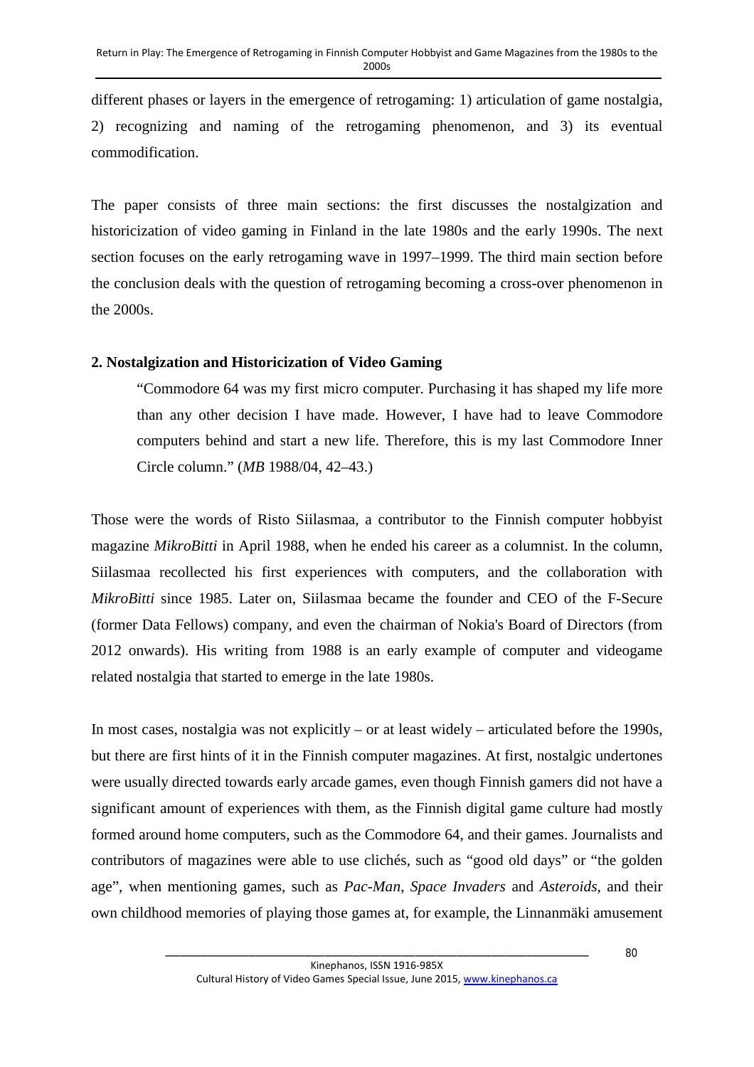different phases or layers in the emergence of retrogaming: 1) articulation of game nostalgia, 2) recognizing and naming of the retrogaming phenomenon, and 3) its eventual commodification.

The paper consists of three main sections: the first discusses the nostalgization and historicization of video gaming in Finland in the late 1980s and the early 1990s. The next section focuses on the early retrogaming wave in 1997–1999. The third main section before the conclusion deals with the question of retrogaming becoming a cross-over phenomenon in the 2000s.

## 2. Nostalgization and Historicization of Video Gaming

> "Commodore 64 was my first micro computer. Purchasing it has shaped my life more than any other decision I have made. However, I have had to leave Commodore computers behind and start a new life. Therefore, this is my last Commodore Inner Circle column." (*MB* 1988/04, 42–43.)

Those were the words of Risto Siilasmaa, a contributor to the Finnish computer hobbyist magazine *MikroBitti* in April 1988, when he ended his career as a columnist. In the column, Siilasmaa recollected his first experiences with computers, and the collaboration with *MikroBitti* since 1985. Later on, Siilasmaa became the founder and CEO of the F-Secure (former Data Fellows) company, and even the chairman of Nokia's Board of Directors (from 2012 onwards). His writing from 1988 is an early example of computer and videogame related nostalgia that started to emerge in the late 1980s.

In most cases, nostalgia was not explicitly – or at least widely – articulated before the 1990s, but there are first hints of it in the Finnish computer magazines. At first, nostalgic undertones were usually directed towards early arcade games, even though Finnish gamers did not have a significant amount of experiences with them, as the Finnish digital game culture had mostly formed around home computers, such as the Commodore 64, and their games. Journalists and contributors of magazines were able to use clichés, such as "good old days" or "the golden age", when mentioning games, such as *Pac-Man*, *Space Invaders* and *Asteroids*, and their own childhood memories of playing those games at, for example, the Linnanmäki amusement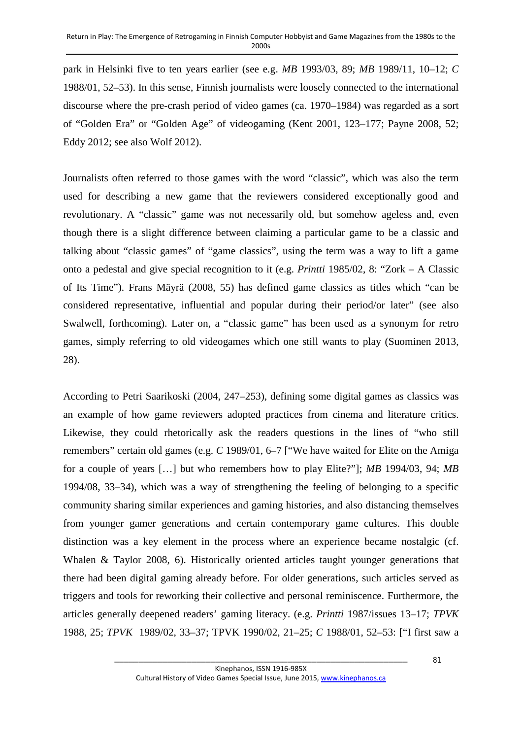park in Helsinki five to ten years earlier (see e.g. *MB* 1993/03, 89; *MB* 1989/11, 10–12; *C* 1988/01, 52–53). In this sense, Finnish journalists were loosely connected to the international discourse where the pre-crash period of video games (ca. 1970–1984) was regarded as a sort of "Golden Era" or "Golden Age" of videogaming (Kent 2001, 123–177; Payne 2008, 52; Eddy 2012; see also Wolf 2012).

Journalists often referred to those games with the word "classic", which was also the term used for describing a new game that the reviewers considered exceptionally good and revolutionary. A "classic" game was not necessarily old, but somehow ageless and, even though there is a slight difference between claiming a particular game to be a classic and talking about "classic games" of "game classics", using the term was a way to lift a game onto a pedestal and give special recognition to it (e.g. *Printti* 1985/02, 8: "Zork – A Classic of Its Time"). Frans Mäyrä (2008, 55) has defined game classics as titles which "can be considered representative, influential and popular during their period/or later" (see also Swalwell, forthcoming). Later on, a "classic game" has been used as a synonym for retro games, simply referring to old videogames which one still wants to play (Suominen 2013, 28).

According to Petri Saarikoski (2004, 247–253), defining some digital games as classics was an example of how game reviewers adopted practices from cinema and literature critics. Likewise, they could rhetorically ask the readers questions in the lines of "who still remembers" certain old games (e.g. *C* 1989/01, 6–7 ["We have waited for Elite on the Amiga for a couple of years […] but who remembers how to play Elite?"]; *MB* 1994/03, 94; *MB* 1994/08, 33–34), which was a way of strengthening the feeling of belonging to a specific community sharing similar experiences and gaming histories, and also distancing themselves from younger gamer generations and certain contemporary game cultures. This double distinction was a key element in the process where an experience became nostalgic (cf. Whalen & Taylor 2008, 6). Historically oriented articles taught younger generations that there had been digital gaming already before. For older generations, such articles served as triggers and tools for reworking their collective and personal reminiscence. Furthermore, the articles generally deepened readers' gaming literacy. (e.g. *Printti* 1987/issues 13–17; *TPVK* 1988, 25; *TPVK* 1989/02, 33–37; TPVK 1990/02, 21–25; *C* 1988/01, 52–53: ["I first saw a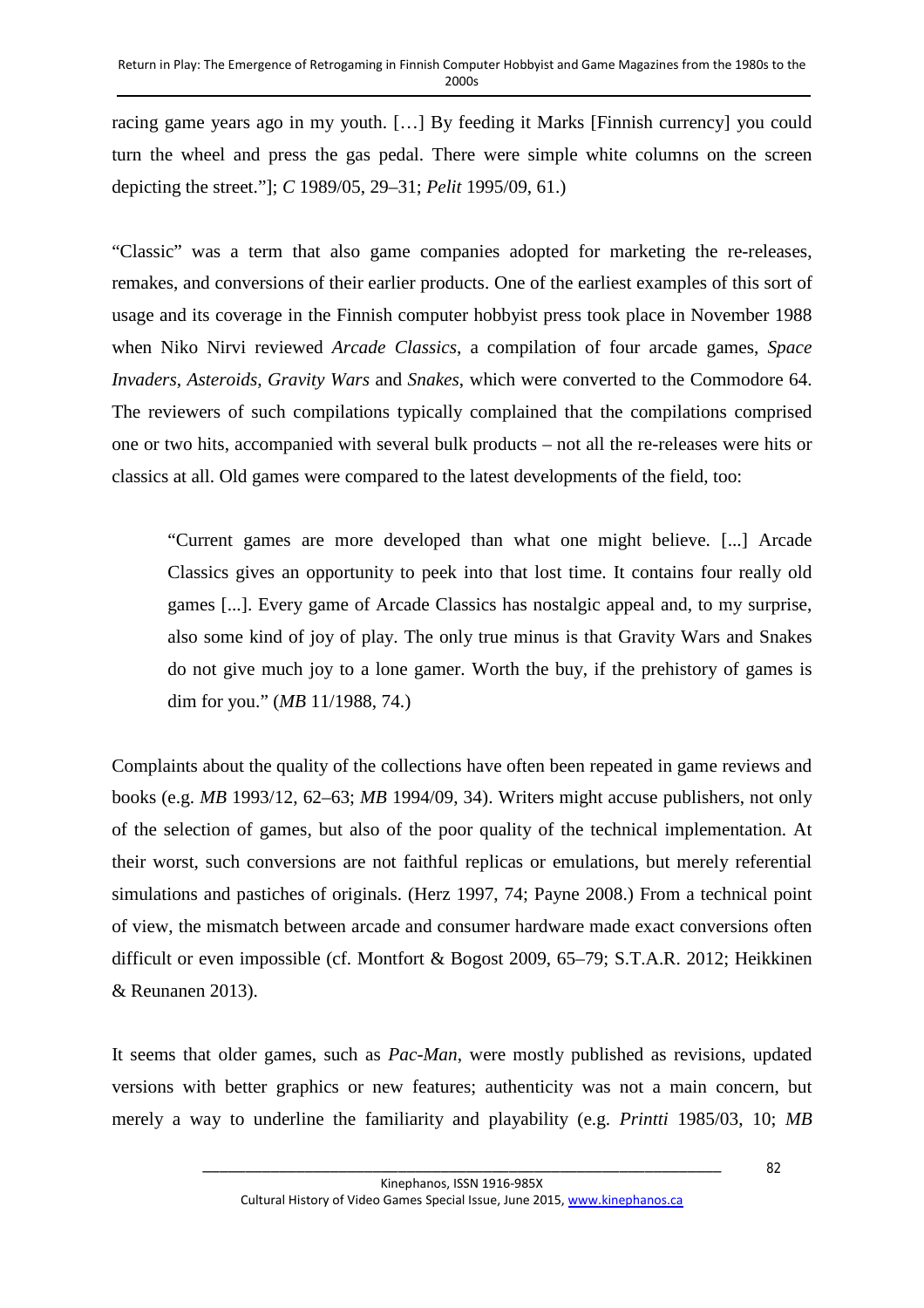racing game years ago in my youth. […] By feeding it Marks [Finnish currency] you could turn the wheel and press the gas pedal. There were simple white columns on the screen depicting the street."]; *C* 1989/05, 29–31; *Pelit* 1995/09, 61.)

"Classic" was a term that also game companies adopted for marketing the re-releases, remakes, and conversions of their earlier products. One of the earliest examples of this sort of usage and its coverage in the Finnish computer hobbyist press took place in November 1988 when Niko Nirvi reviewed *Arcade Classics*, a compilation of four arcade games, *Space Invaders*, *Asteroids*, *Gravity Wars* and *Snakes*, which were converted to the Commodore 64. The reviewers of such compilations typically complained that the compilations comprised one or two hits, accompanied with several bulk products – not all the re-releases were hits or classics at all. Old games were compared to the latest developments of the field, too:

> "Current games are more developed than what one might believe. [...] Arcade Classics gives an opportunity to peek into that lost time. It contains four really old games [...]. Every game of Arcade Classics has nostalgic appeal and, to my surprise, also some kind of joy of play. The only true minus is that Gravity Wars and Snakes do not give much joy to a lone gamer. Worth the buy, if the prehistory of games is dim for you." (*MB* 11/1988, 74.)

Complaints about the quality of the collections have often been repeated in game reviews and books (e.g. *MB* 1993/12, 62–63; *MB* 1994/09, 34). Writers might accuse publishers, not only of the selection of games, but also of the poor quality of the technical implementation. At their worst, such conversions are not faithful replicas or emulations, but merely referential simulations and pastiches of originals. (Herz 1997, 74; Payne 2008.) From a technical point of view, the mismatch between arcade and consumer hardware made exact conversions often difficult or even impossible (cf. Montfort & Bogost 2009, 65–79; S.T.A.R. 2012; Heikkinen & Reunanen 2013).

It seems that older games, such as *Pac-Man*, were mostly published as revisions, updated versions with better graphics or new features; authenticity was not a main concern, but merely a way to underline the familiarity and playability (e.g. *Printti* 1985/03, 10; *MB*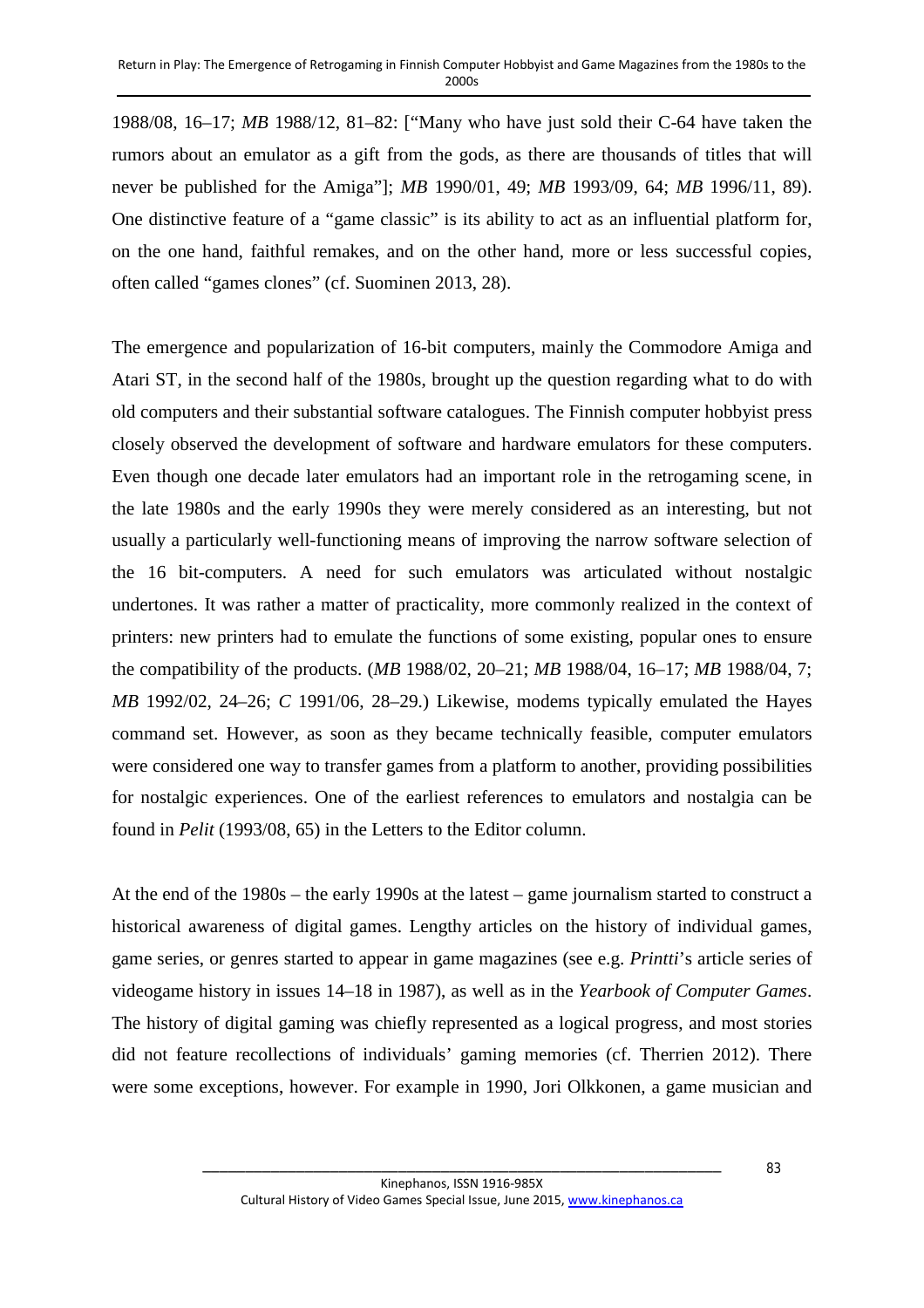1988/08, 16–17; *MB* 1988/12, 81–82: ["Many who have just sold their C-64 have taken the rumors about an emulator as a gift from the gods, as there are thousands of titles that will never be published for the Amiga"]; *MB* 1990/01, 49; *MB* 1993/09, 64; *MB* 1996/11, 89). One distinctive feature of a "game classic" is its ability to act as an influential platform for, on the one hand, faithful remakes, and on the other hand, more or less successful copies, often called "games clones" (cf. Suominen 2013, 28).

The emergence and popularization of 16-bit computers, mainly the Commodore Amiga and Atari ST, in the second half of the 1980s, brought up the question regarding what to do with old computers and their substantial software catalogues. The Finnish computer hobbyist press closely observed the development of software and hardware emulators for these computers. Even though one decade later emulators had an important role in the retrogaming scene, in the late 1980s and the early 1990s they were merely considered as an interesting, but not usually a particularly well-functioning means of improving the narrow software selection of the 16 bit-computers. A need for such emulators was articulated without nostalgic undertones. It was rather a matter of practicality, more commonly realized in the context of printers: new printers had to emulate the functions of some existing, popular ones to ensure the compatibility of the products. (*MB* 1988/02, 20–21; *MB* 1988/04, 16–17; *MB* 1988/04, 7; *MB* 1992/02, 24–26; *C* 1991/06, 28–29.) Likewise, modems typically emulated the Hayes command set. However, as soon as they became technically feasible, computer emulators were considered one way to transfer games from a platform to another, providing possibilities for nostalgic experiences. One of the earliest references to emulators and nostalgia can be found in *Pelit* (1993/08, 65) in the Letters to the Editor column.

At the end of the 1980s – the early 1990s at the latest – game journalism started to construct a historical awareness of digital games. Lengthy articles on the history of individual games, game series, or genres started to appear in game magazines (see e.g. *Printti*'s article series of videogame history in issues 14–18 in 1987), as well as in the *Yearbook of Computer Games*. The history of digital gaming was chiefly represented as a logical progress, and most stories did not feature recollections of individuals' gaming memories (cf. Therrien 2012). There were some exceptions, however. For example in 1990, Jori Olkkonen, a game musician and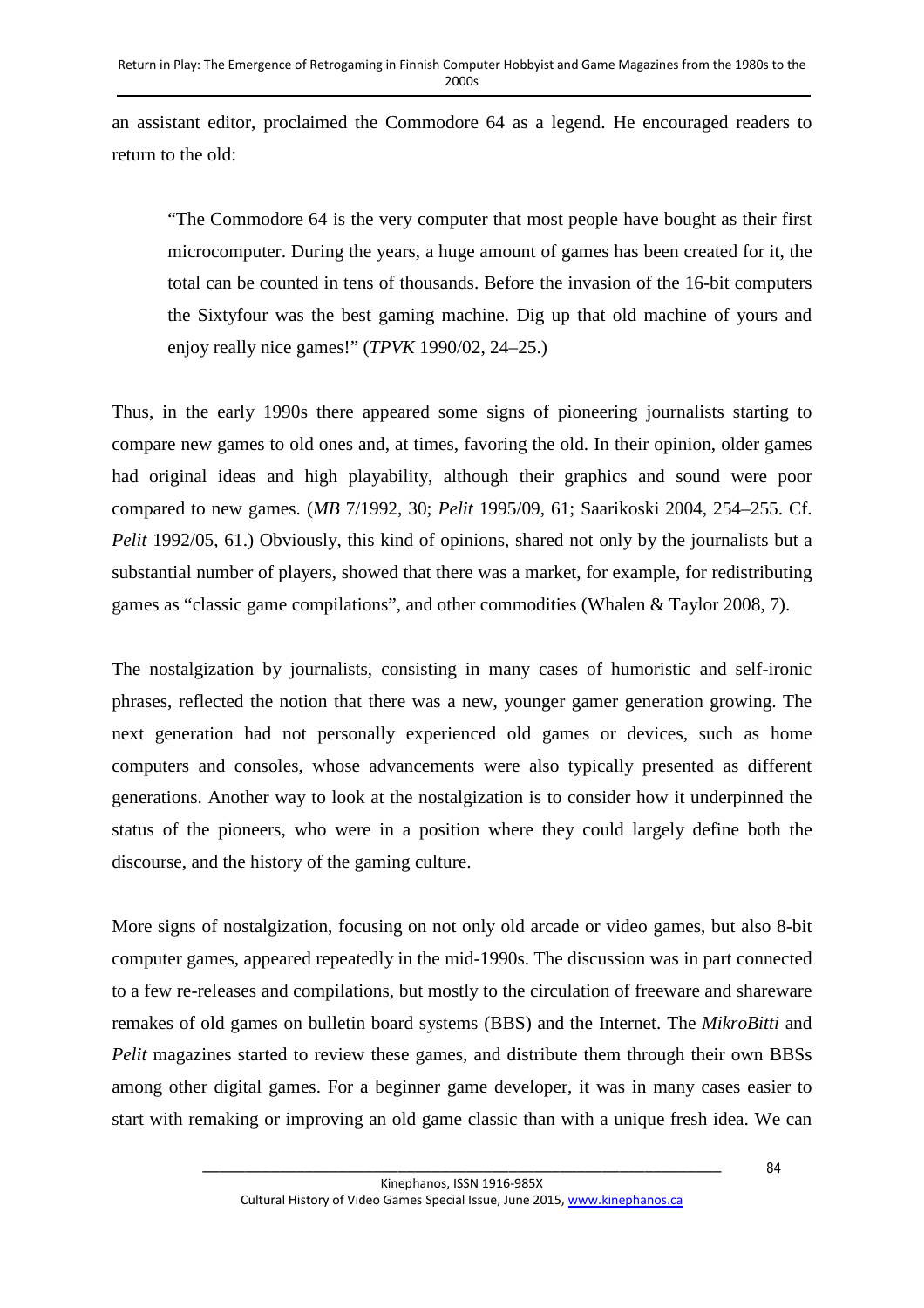an assistant editor, proclaimed the Commodore 64 as a legend. He encouraged readers to return to the old:

> "The Commodore 64 is the very computer that most people have bought as their first microcomputer. During the years, a huge amount of games has been created for it, the total can be counted in tens of thousands. Before the invasion of the 16-bit computers the Sixtyfour was the best gaming machine. Dig up that old machine of yours and enjoy really nice games!" (*TPVK* 1990/02, 24–25.)

Thus, in the early 1990s there appeared some signs of pioneering journalists starting to compare new games to old ones and, at times, favoring the old. In their opinion, older games had original ideas and high playability, although their graphics and sound were poor compared to new games. (*MB* 7/1992, 30; *Pelit* 1995/09, 61; Saarikoski 2004, 254–255. Cf. *Pelit* 1992/05, 61.) Obviously, this kind of opinions, shared not only by the journalists but a substantial number of players, showed that there was a market, for example, for redistributing games as "classic game compilations", and other commodities (Whalen & Taylor 2008, 7).

The nostalgization by journalists, consisting in many cases of humoristic and self-ironic phrases, reflected the notion that there was a new, younger gamer generation growing. The next generation had not personally experienced old games or devices, such as home computers and consoles, whose advancements were also typically presented as different generations. Another way to look at the nostalgization is to consider how it underpinned the status of the pioneers, who were in a position where they could largely define both the discourse, and the history of the gaming culture.

More signs of nostalgization, focusing on not only old arcade or video games, but also 8-bit computer games, appeared repeatedly in the mid-1990s. The discussion was in part connected to a few re-releases and compilations, but mostly to the circulation of freeware and shareware remakes of old games on bulletin board systems (BBS) and the Internet. The *MikroBitti* and *Pelit* magazines started to review these games, and distribute them through their own BBSs among other digital games. For a beginner game developer, it was in many cases easier to start with remaking or improving an old game classic than with a unique fresh idea. We can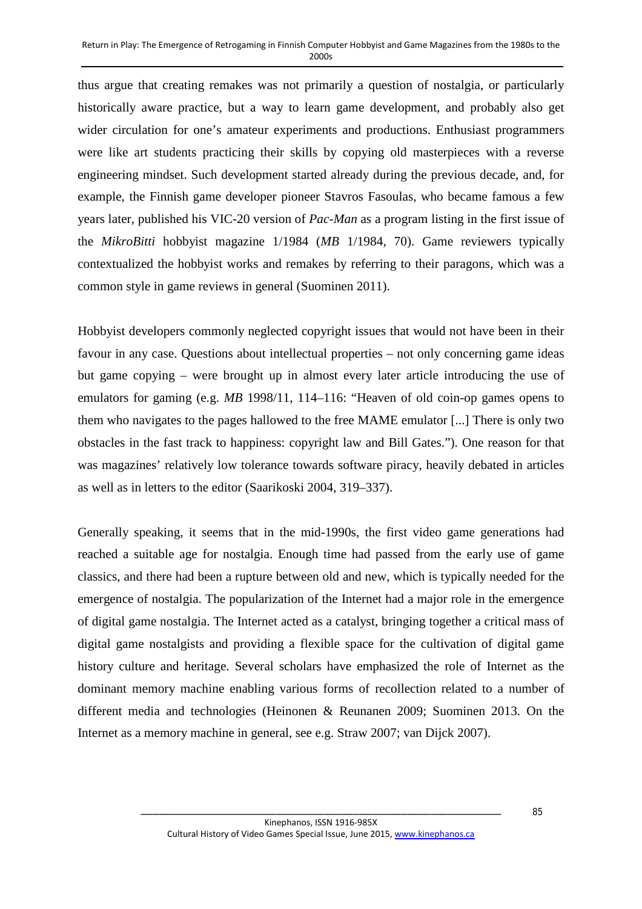thus argue that creating remakes was not primarily a question of nostalgia, or particularly historically aware practice, but a way to learn game development, and probably also get wider circulation for one's amateur experiments and productions. Enthusiast programmers were like art students practicing their skills by copying old masterpieces with a reverse engineering mindset. Such development started already during the previous decade, and, for example, the Finnish game developer pioneer Stavros Fasoulas, who became famous a few years later, published his VIC-20 version of *Pac-Man* as a program listing in the first issue of the *MikroBitti* hobbyist magazine 1/1984 (*MB* 1/1984, 70). Game reviewers typically contextualized the hobbyist works and remakes by referring to their paragons, which was a common style in game reviews in general (Suominen 2011).

Hobbyist developers commonly neglected copyright issues that would not have been in their favour in any case. Questions about intellectual properties – not only concerning game ideas but game copying – were brought up in almost every later article introducing the use of emulators for gaming (e.g. *MB* 1998/11, 114–116: "Heaven of old coin-op games opens to them who navigates to the pages hallowed to the free MAME emulator [...] There is only two obstacles in the fast track to happiness: copyright law and Bill Gates."). One reason for that was magazines' relatively low tolerance towards software piracy, heavily debated in articles as well as in letters to the editor (Saarikoski 2004, 319–337).

Generally speaking, it seems that in the mid-1990s, the first video game generations had reached a suitable age for nostalgia. Enough time had passed from the early use of game classics, and there had been a rupture between old and new, which is typically needed for the emergence of nostalgia. The popularization of the Internet had a major role in the emergence of digital game nostalgia. The Internet acted as a catalyst, bringing together a critical mass of digital game nostalgists and providing a flexible space for the cultivation of digital game history culture and heritage. Several scholars have emphasized the role of Internet as the dominant memory machine enabling various forms of recollection related to a number of different media and technologies (Heinonen & Reunanen 2009; Suominen 2013. On the Internet as a memory machine in general, see e.g. Straw 2007; van Dijck 2007).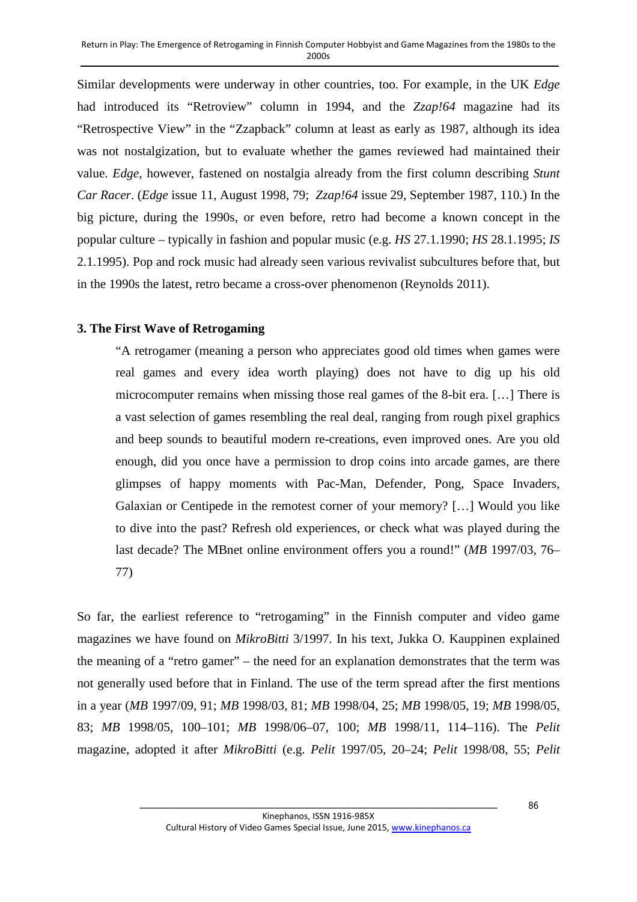Similar developments were underway in other countries, too. For example, in the UK *Edge* had introduced its "Retroview" column in 1994, and the *Zzap!64* magazine had its "Retrospective View" in the "Zzapback" column at least as early as 1987, although its idea was not nostalgization, but to evaluate whether the games reviewed had maintained their value. *Edge*, however, fastened on nostalgia already from the first column describing *Stunt Car Racer*. (*Edge* issue 11, August 1998, 79; *Zzap!64* issue 29, September 1987, 110.) In the big picture, during the 1990s, or even before, retro had become a known concept in the popular culture – typically in fashion and popular music (e.g. *HS* 27.1.1990; *HS* 28.1.1995; *IS* 2.1.1995). Pop and rock music had already seen various revivalist subcultures before that, but in the 1990s the latest, retro became a cross-over phenomenon (Reynolds 2011).

### 3. The First Wave of Retrogaming

> "A retrogamer (meaning a person who appreciates good old times when games were real games and every idea worth playing) does not have to dig up his old microcomputer remains when missing those real games of the 8-bit era. […] There is a vast selection of games resembling the real deal, ranging from rough pixel graphics and beep sounds to beautiful modern re-creations, even improved ones. Are you old enough, did you once have a permission to drop coins into arcade games, are there glimpses of happy moments with Pac-Man, Defender, Pong, Space Invaders, Galaxian or Centipede in the remotest corner of your memory? […] Would you like to dive into the past? Refresh old experiences, or check what was played during the last decade? The MBnet online environment offers you a round!" (*MB* 1997/03, 76–77)

So far, the earliest reference to "retrogaming" in the Finnish computer and video game magazines we have found on *MikroBitti* 3/1997. In his text, Jukka O. Kauppinen explained the meaning of a "retro gamer" – the need for an explanation demonstrates that the term was not generally used before that in Finland. The use of the term spread after the first mentions in a year (*MB* 1997/09, 91; *MB* 1998/03, 81; *MB* 1998/04, 25; *MB* 1998/05, 19; *MB* 1998/05, 83; *MB* 1998/05, 100–101; *MB* 1998/06–07, 100; *MB* 1998/11, 114–116). The *Pelit* magazine, adopted it after *MikroBitti* (e.g. *Pelit* 1997/05, 20–24; *Pelit* 1998/08, 55; *Pelit*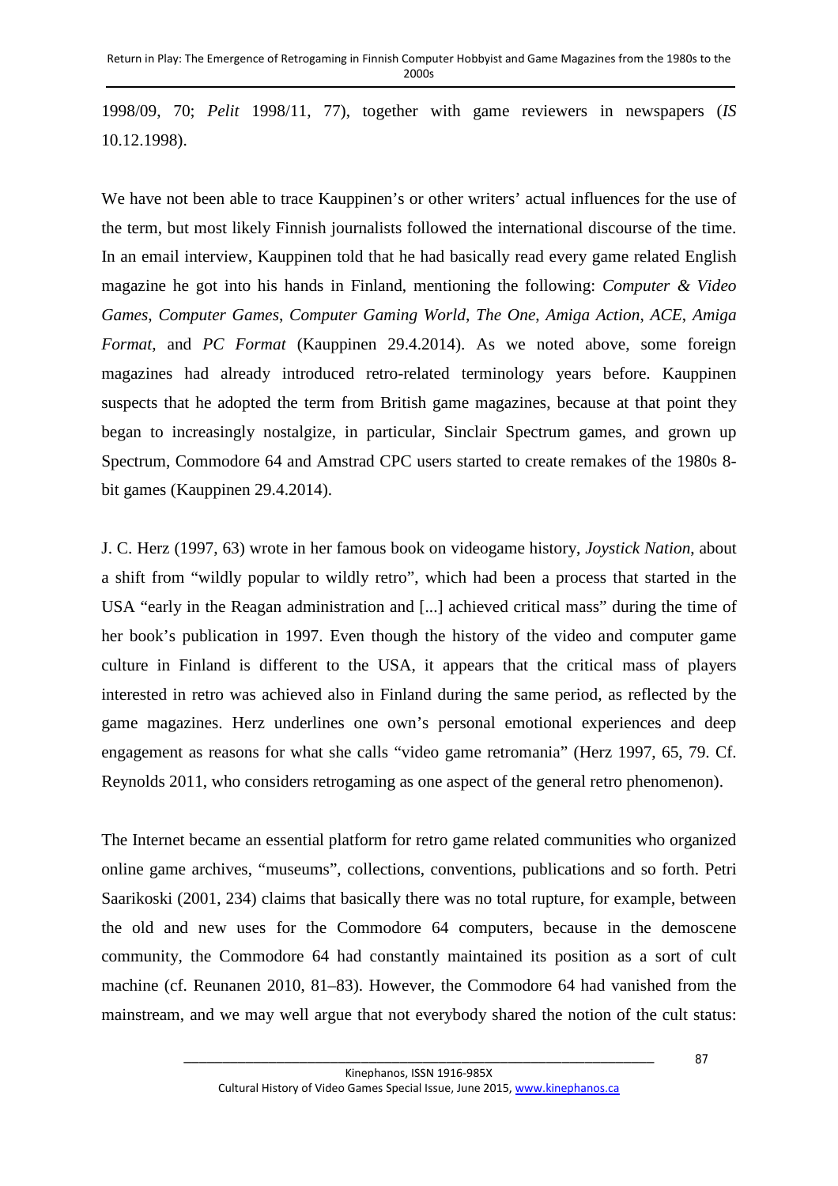1998/09, 70; *Pelit* 1998/11, 77), together with game reviewers in newspapers (*IS* 10.12.1998).

We have not been able to trace Kauppinen's or other writers' actual influences for the use of the term, but most likely Finnish journalists followed the international discourse of the time. In an email interview, Kauppinen told that he had basically read every game related English magazine he got into his hands in Finland, mentioning the following: *Computer & Video Games*, *Computer Games*, *Computer Gaming World*, *The One*, *Amiga Action*, *ACE*, *Amiga Format*, and *PC Format* (Kauppinen 29.4.2014). As we noted above, some foreign magazines had already introduced retro-related terminology years before. Kauppinen suspects that he adopted the term from British game magazines, because at that point they began to increasingly nostalgize, in particular, Sinclair Spectrum games, and grown up Spectrum, Commodore 64 and Amstrad CPC users started to create remakes of the 1980s 8-bit games (Kauppinen 29.4.2014).

J. C. Herz (1997, 63) wrote in her famous book on videogame history, *Joystick Nation*, about a shift from "wildly popular to wildly retro", which had been a process that started in the USA "early in the Reagan administration and [...] achieved critical mass" during the time of her book's publication in 1997. Even though the history of the video and computer game culture in Finland is different to the USA, it appears that the critical mass of players interested in retro was achieved also in Finland during the same period, as reflected by the game magazines. Herz underlines one own's personal emotional experiences and deep engagement as reasons for what she calls "video game retromania" (Herz 1997, 65, 79. Cf. Reynolds 2011, who considers retrogaming as one aspect of the general retro phenomenon).

The Internet became an essential platform for retro game related communities who organized online game archives, "museums", collections, conventions, publications and so forth. Petri Saarikoski (2001, 234) claims that basically there was no total rupture, for example, between the old and new uses for the Commodore 64 computers, because in the demoscene community, the Commodore 64 had constantly maintained its position as a sort of cult machine (cf. Reunanen 2010, 81–83). However, the Commodore 64 had vanished from the mainstream, and we may well argue that not everybody shared the notion of the cult status: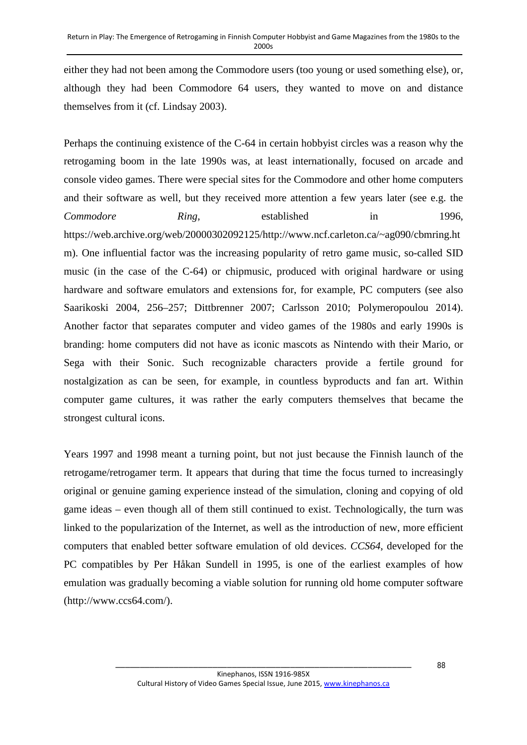either they had not been among the Commodore users (too young or used something else), or, although they had been Commodore 64 users, they wanted to move on and distance themselves from it (cf. Lindsay 2003).

Perhaps the continuing existence of the C-64 in certain hobbyist circles was a reason why the retrogaming boom in the late 1990s was, at least internationally, focused on arcade and console video games. There were special sites for the Commodore and other home computers and their software as well, but they received more attention a few years later (see e.g. the *Commodore Ring*, established in 1996, https://web.archive.org/web/20000302092125/http://www.ncf.carleton.ca/~ag090/cbmring.htm). One influential factor was the increasing popularity of retro game music, so-called SID music (in the case of the C-64) or chipmusic, produced with original hardware or using hardware and software emulators and extensions for, for example, PC computers (see also Saarikoski 2004, 256–257; Dittbrenner 2007; Carlsson 2010; Polymeropoulou 2014). Another factor that separates computer and video games of the 1980s and early 1990s is branding: home computers did not have as iconic mascots as Nintendo with their Mario, or Sega with their Sonic. Such recognizable characters provide a fertile ground for nostalgization as can be seen, for example, in countless byproducts and fan art. Within computer game cultures, it was rather the early computers themselves that became the strongest cultural icons.

Years 1997 and 1998 meant a turning point, but not just because the Finnish launch of the retrogame/retrogamer term. It appears that during that time the focus turned to increasingly original or genuine gaming experience instead of the simulation, cloning and copying of old game ideas – even though all of them still continued to exist. Technologically, the turn was linked to the popularization of the Internet, as well as the introduction of new, more efficient computers that enabled better software emulation of old devices. *CCS64*, developed for the PC compatibles by Per Håkan Sundell in 1995, is one of the earliest examples of how emulation was gradually becoming a viable solution for running old home computer software (http://www.ccs64.com/).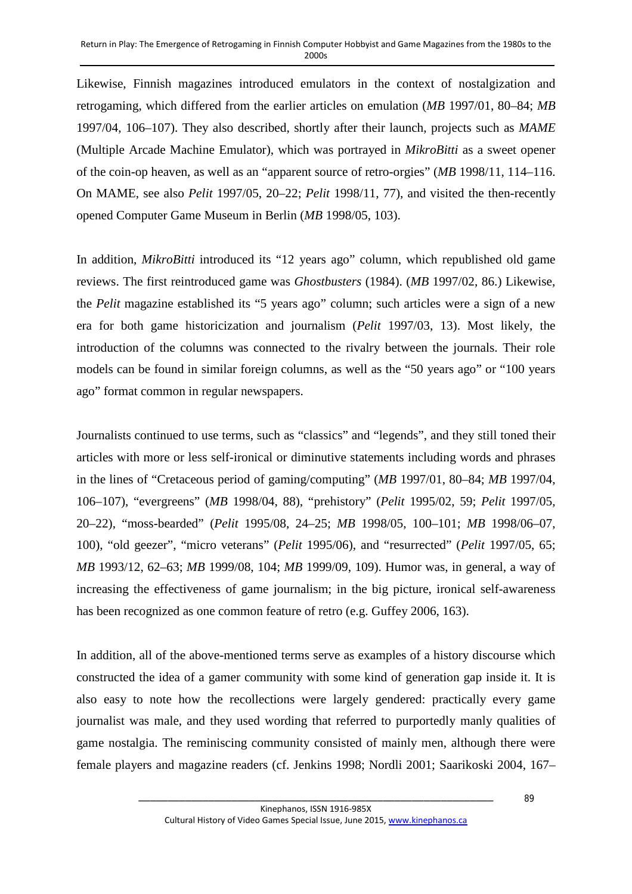Likewise, Finnish magazines introduced emulators in the context of nostalgization and retrogaming, which differed from the earlier articles on emulation (*MB* 1997/01, 80–84; *MB* 1997/04, 106–107). They also described, shortly after their launch, projects such as *MAME* (Multiple Arcade Machine Emulator), which was portrayed in *MikroBitti* as a sweet opener of the coin-op heaven, as well as an "apparent source of retro-orgies" (*MB* 1998/11, 114–116. On MAME, see also *Pelit* 1997/05, 20–22; *Pelit* 1998/11, 77), and visited the then-recently opened Computer Game Museum in Berlin (*MB* 1998/05, 103).

In addition, *MikroBitti* introduced its "12 years ago" column, which republished old game reviews. The first reintroduced game was *Ghostbusters* (1984). (*MB* 1997/02, 86.) Likewise, the *Pelit* magazine established its "5 years ago" column; such articles were a sign of a new era for both game historicization and journalism (*Pelit* 1997/03, 13). Most likely, the introduction of the columns was connected to the rivalry between the journals. Their role models can be found in similar foreign columns, as well as the "50 years ago" or "100 years ago" format common in regular newspapers.

Journalists continued to use terms, such as "classics" and "legends", and they still toned their articles with more or less self-ironical or diminutive statements including words and phrases in the lines of "Cretaceous period of gaming/computing" (*MB* 1997/01, 80–84; *MB* 1997/04, 106–107), "evergreens" (*MB* 1998/04, 88), "prehistory" (*Pelit* 1995/02, 59; *Pelit* 1997/05, 20–22), "moss-bearded" (*Pelit* 1995/08, 24–25; *MB* 1998/05, 100–101; *MB* 1998/06–07, 100), "old geezer", "micro veterans" (*Pelit* 1995/06), and "resurrected" (*Pelit* 1997/05, 65; *MB* 1993/12, 62–63; *MB* 1999/08, 104; *MB* 1999/09, 109). Humor was, in general, a way of increasing the effectiveness of game journalism; in the big picture, ironical self-awareness has been recognized as one common feature of retro (e.g. Guffey 2006, 163).

In addition, all of the above-mentioned terms serve as examples of a history discourse which constructed the idea of a gamer community with some kind of generation gap inside it. It is also easy to note how the recollections were largely gendered: practically every game journalist was male, and they used wording that referred to purportedly manly qualities of game nostalgia. The reminiscing community consisted of mainly men, although there were female players and magazine readers (cf. Jenkins 1998; Nordli 2001; Saarikoski 2004, 167–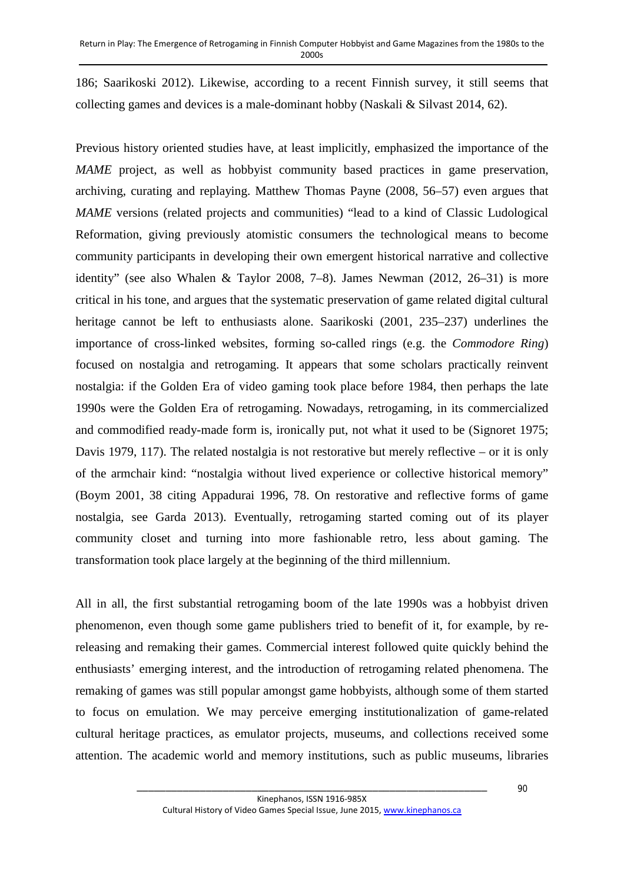186; Saarikoski 2012). Likewise, according to a recent Finnish survey, it still seems that collecting games and devices is a male-dominant hobby (Naskali & Silvast 2014, 62).

Previous history oriented studies have, at least implicitly, emphasized the importance of the *MAME* project, as well as hobbyist community based practices in game preservation, archiving, curating and replaying. Matthew Thomas Payne (2008, 56–57) even argues that *MAME* versions (related projects and communities) "lead to a kind of Classic Ludological Reformation, giving previously atomistic consumers the technological means to become community participants in developing their own emergent historical narrative and collective identity" (see also Whalen & Taylor 2008, 7–8). James Newman (2012, 26–31) is more critical in his tone, and argues that the systematic preservation of game related digital cultural heritage cannot be left to enthusiasts alone. Saarikoski (2001, 235–237) underlines the importance of cross-linked websites, forming so-called rings (e.g. the *Commodore Ring*) focused on nostalgia and retrogaming. It appears that some scholars practically reinvent nostalgia: if the Golden Era of video gaming took place before 1984, then perhaps the late 1990s were the Golden Era of retrogaming. Nowadays, retrogaming, in its commercialized and commodified ready-made form is, ironically put, not what it used to be (Signoret 1975; Davis 1979, 117). The related nostalgia is not restorative but merely reflective – or it is only of the armchair kind: "nostalgia without lived experience or collective historical memory" (Boym 2001, 38 citing Appadurai 1996, 78. On restorative and reflective forms of game nostalgia, see Garda 2013). Eventually, retrogaming started coming out of its player community closet and turning into more fashionable retro, less about gaming. The transformation took place largely at the beginning of the third millennium.

All in all, the first substantial retrogaming boom of the late 1990s was a hobbyist driven phenomenon, even though some game publishers tried to benefit of it, for example, by re-releasing and remaking their games. Commercial interest followed quite quickly behind the enthusiasts' emerging interest, and the introduction of retrogaming related phenomena. The remaking of games was still popular amongst game hobbyists, although some of them started to focus on emulation. We may perceive emerging institutionalization of game-related cultural heritage practices, as emulator projects, museums, and collections received some attention. The academic world and memory institutions, such as public museums, libraries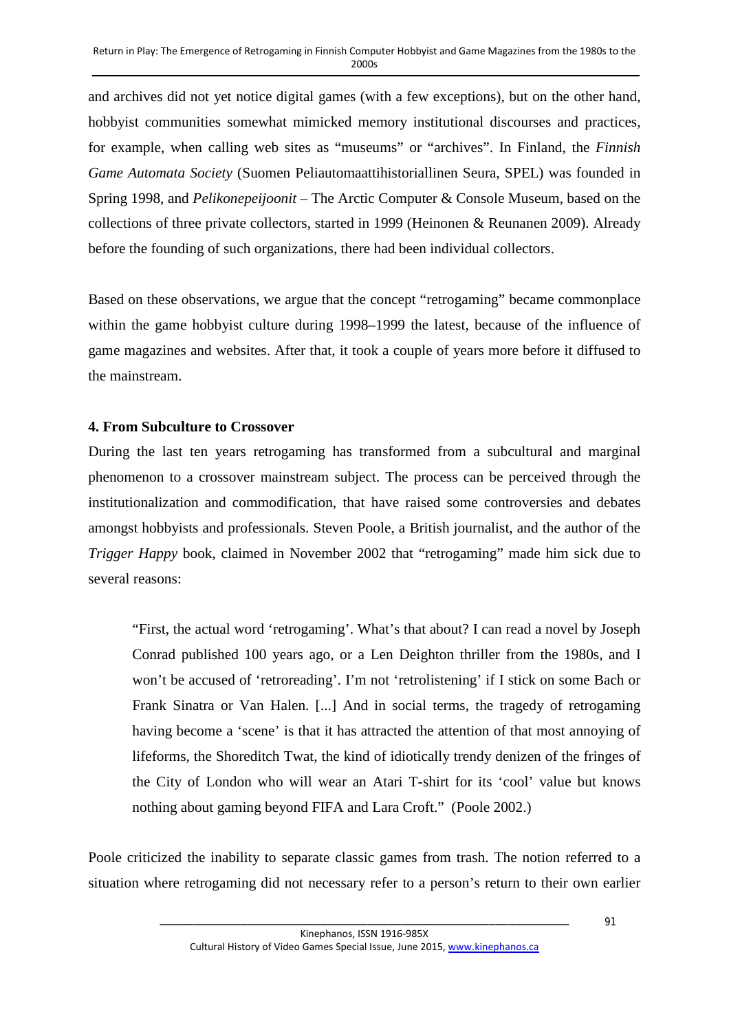and archives did not yet notice digital games (with a few exceptions), but on the other hand, hobbyist communities somewhat mimicked memory institutional discourses and practices, for example, when calling web sites as "museums" or "archives". In Finland, the *Finnish Game Automata Society* (Suomen Peliautomaattihistoriallinen Seura, SPEL) was founded in Spring 1998, and *Pelikonepeijoonit* – The Arctic Computer & Console Museum, based on the collections of three private collectors, started in 1999 (Heinonen & Reunanen 2009). Already before the founding of such organizations, there had been individual collectors.

Based on these observations, we argue that the concept "retrogaming" became commonplace within the game hobbyist culture during 1998–1999 the latest, because of the influence of game magazines and websites. After that, it took a couple of years more before it diffused to the mainstream.

### 4. From Subculture to Crossover

During the last ten years retrogaming has transformed from a subcultural and marginal phenomenon to a crossover mainstream subject. The process can be perceived through the institutionalization and commodification, that have raised some controversies and debates amongst hobbyists and professionals. Steven Poole, a British journalist, and the author of the *Trigger Happy* book, claimed in November 2002 that "retrogaming" made him sick due to several reasons:

> "First, the actual word 'retrogaming'. What's that about? I can read a novel by Joseph Conrad published 100 years ago, or a Len Deighton thriller from the 1980s, and I won't be accused of 'retroreading'. I'm not 'retrolistening' if I stick on some Bach or Frank Sinatra or Van Halen. [...] And in social terms, the tragedy of retrogaming having become a 'scene' is that it has attracted the attention of that most annoying of lifeforms, the Shoreditch Twat, the kind of idiotically trendy denizen of the fringes of the City of London who will wear an Atari T-shirt for its 'cool' value but knows nothing about gaming beyond FIFA and Lara Croft." (Poole 2002.)

Poole criticized the inability to separate classic games from trash. The notion referred to a situation where retrogaming did not necessary refer to a person's return to their own earlier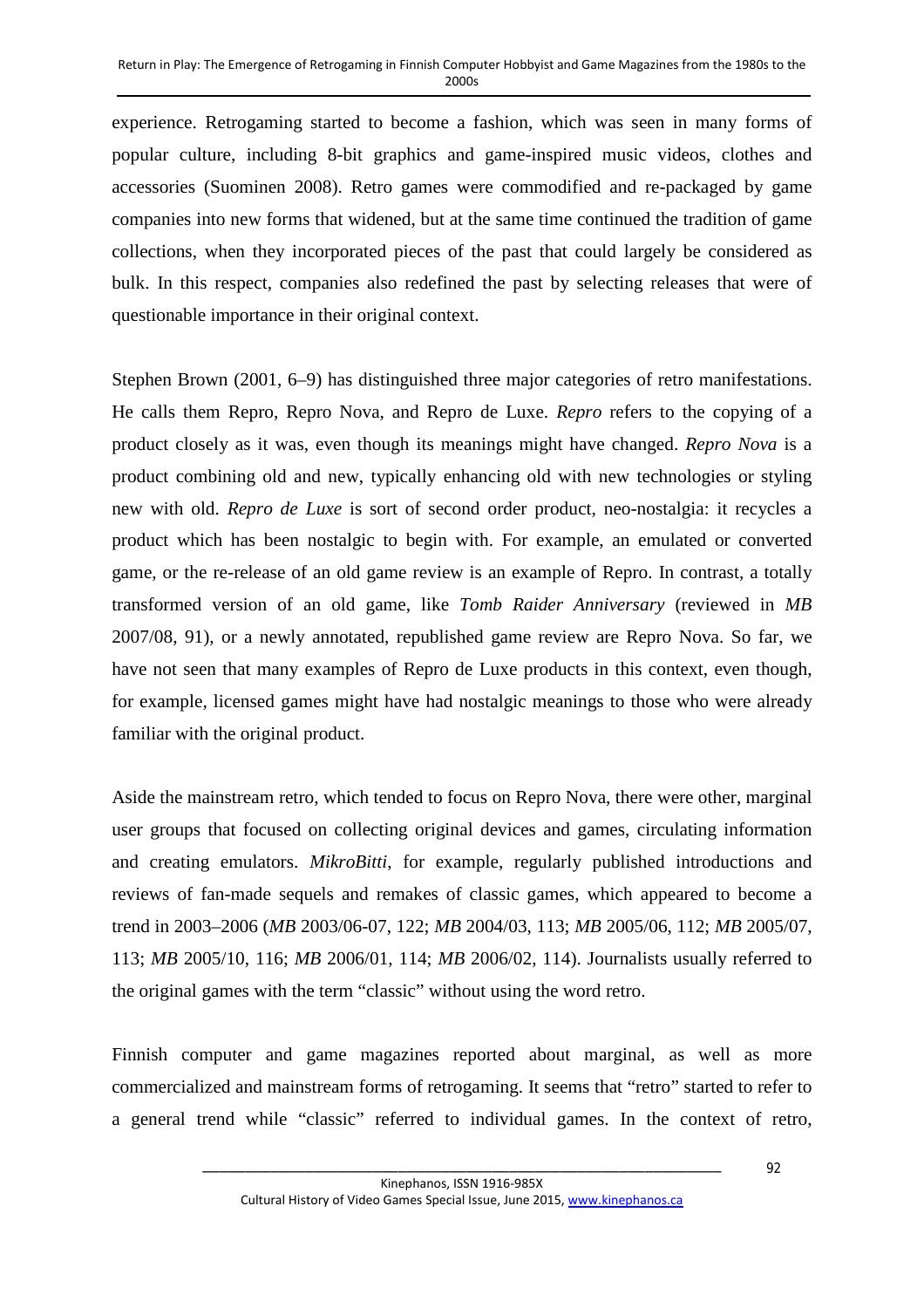experience. Retrogaming started to become a fashion, which was seen in many forms of popular culture, including 8-bit graphics and game-inspired music videos, clothes and accessories (Suominen 2008). Retro games were commodified and re-packaged by game companies into new forms that widened, but at the same time continued the tradition of game collections, when they incorporated pieces of the past that could largely be considered as bulk. In this respect, companies also redefined the past by selecting releases that were of questionable importance in their original context.

Stephen Brown (2001, 6–9) has distinguished three major categories of retro manifestations. He calls them Repro, Repro Nova, and Repro de Luxe. *Repro* refers to the copying of a product closely as it was, even though its meanings might have changed. *Repro Nova* is a product combining old and new, typically enhancing old with new technologies or styling new with old. *Repro de Luxe* is sort of second order product, neo-nostalgia: it recycles a product which has been nostalgic to begin with. For example, an emulated or converted game, or the re-release of an old game review is an example of Repro. In contrast, a totally transformed version of an old game, like *Tomb Raider Anniversary* (reviewed in *MB* 2007/08, 91), or a newly annotated, republished game review are Repro Nova. So far, we have not seen that many examples of Repro de Luxe products in this context, even though, for example, licensed games might have had nostalgic meanings to those who were already familiar with the original product.

Aside the mainstream retro, which tended to focus on Repro Nova, there were other, marginal user groups that focused on collecting original devices and games, circulating information and creating emulators. *MikroBitti*, for example, regularly published introductions and reviews of fan-made sequels and remakes of classic games, which appeared to become a trend in 2003–2006 (*MB* 2003/06-07, 122; *MB* 2004/03, 113; *MB* 2005/06, 112; *MB* 2005/07, 113; *MB* 2005/10, 116; *MB* 2006/01, 114; *MB* 2006/02, 114). Journalists usually referred to the original games with the term "classic" without using the word retro.

Finnish computer and game magazines reported about marginal, as well as more commercialized and mainstream forms of retrogaming. It seems that "retro" started to refer to a general trend while "classic" referred to individual games. In the context of retro,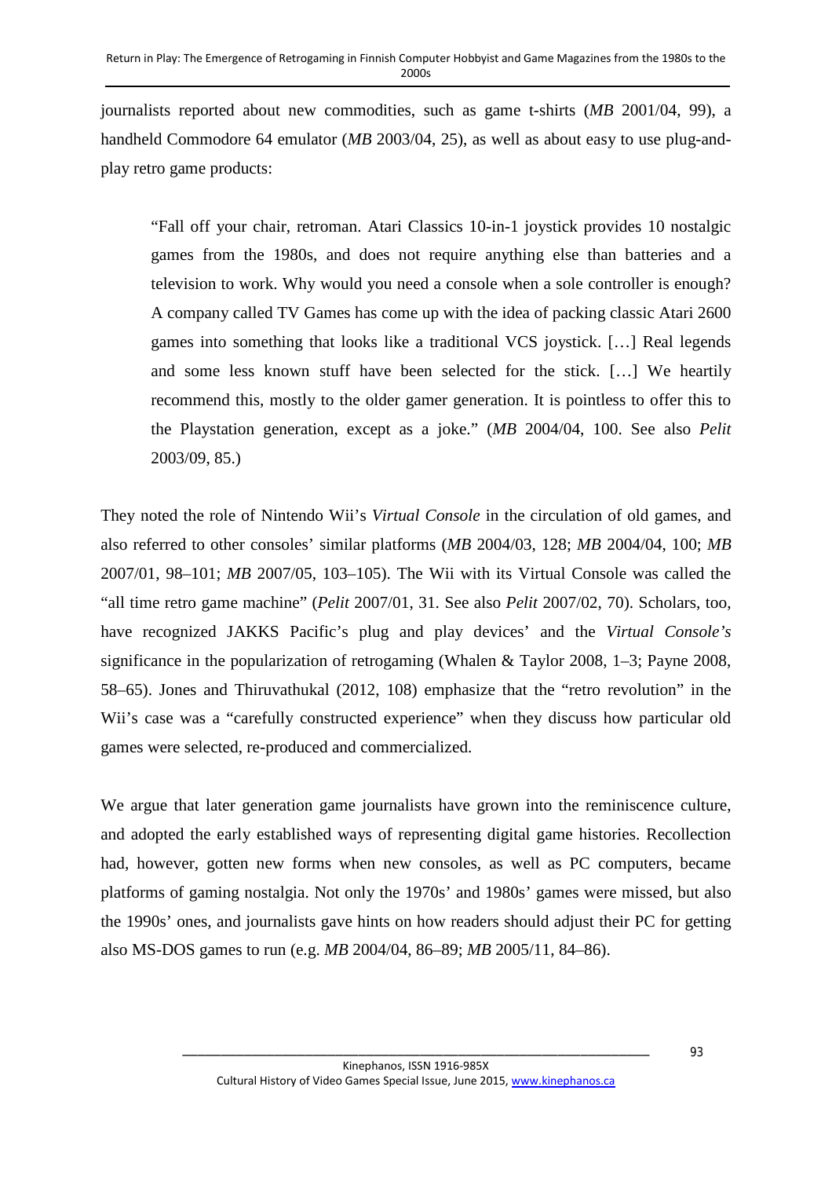journalists reported about new commodities, such as game t-shirts (*MB* 2001/04, 99), a handheld Commodore 64 emulator (*MB* 2003/04, 25), as well as about easy to use plug-and-play retro game products:

> "Fall off your chair, retroman. Atari Classics 10-in-1 joystick provides 10 nostalgic games from the 1980s, and does not require anything else than batteries and a television to work. Why would you need a console when a sole controller is enough? A company called TV Games has come up with the idea of packing classic Atari 2600 games into something that looks like a traditional VCS joystick. […] Real legends and some less known stuff have been selected for the stick. […] We heartily recommend this, mostly to the older gamer generation. It is pointless to offer this to the Playstation generation, except as a joke." (*MB* 2004/04, 100. See also *Pelit* 2003/09, 85.)

They noted the role of Nintendo Wii's *Virtual Console* in the circulation of old games, and also referred to other consoles' similar platforms (*MB* 2004/03, 128; *MB* 2004/04, 100; *MB* 2007/01, 98–101; *MB* 2007/05, 103–105). The Wii with its Virtual Console was called the "all time retro game machine" (*Pelit* 2007/01, 31. See also *Pelit* 2007/02, 70). Scholars, too, have recognized JAKKS Pacific's plug and play devices' and the *Virtual Console's* significance in the popularization of retrogaming (Whalen & Taylor 2008, 1–3; Payne 2008, 58–65). Jones and Thiruvathukal (2012, 108) emphasize that the "retro revolution" in the Wii's case was a "carefully constructed experience" when they discuss how particular old games were selected, re-produced and commercialized.

We argue that later generation game journalists have grown into the reminiscence culture, and adopted the early established ways of representing digital game histories. Recollection had, however, gotten new forms when new consoles, as well as PC computers, became platforms of gaming nostalgia. Not only the 1970s' and 1980s' games were missed, but also the 1990s' ones, and journalists gave hints on how readers should adjust their PC for getting also MS-DOS games to run (e.g. *MB* 2004/04, 86–89; *MB* 2005/11, 84–86).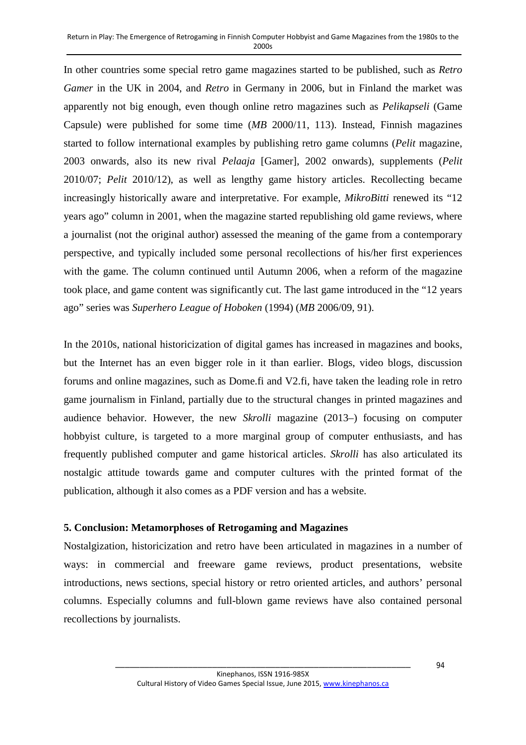In other countries some special retro game magazines started to be published, such as *Retro Gamer* in the UK in 2004, and *Retro* in Germany in 2006, but in Finland the market was apparently not big enough, even though online retro magazines such as *Pelikapseli* (Game Capsule) were published for some time (*MB* 2000/11, 113). Instead, Finnish magazines started to follow international examples by publishing retro game columns (*Pelit* magazine, 2003 onwards, also its new rival *Pelaaja* [Gamer], 2002 onwards), supplements (*Pelit* 2010/07; *Pelit* 2010/12), as well as lengthy game history articles. Recollecting became increasingly historically aware and interpretative. For example, *MikroBitti* renewed its "12 years ago" column in 2001, when the magazine started republishing old game reviews, where a journalist (not the original author) assessed the meaning of the game from a contemporary perspective, and typically included some personal recollections of his/her first experiences with the game. The column continued until Autumn 2006, when a reform of the magazine took place, and game content was significantly cut. The last game introduced in the "12 years ago" series was *Superhero League of Hoboken* (1994) (*MB* 2006/09, 91).

In the 2010s, national historicization of digital games has increased in magazines and books, but the Internet has an even bigger role in it than earlier. Blogs, video blogs, discussion forums and online magazines, such as Dome.fi and V2.fi, have taken the leading role in retro game journalism in Finland, partially due to the structural changes in printed magazines and audience behavior. However, the new *Skrolli* magazine (2013–) focusing on computer hobbyist culture, is targeted to a more marginal group of computer enthusiasts, and has frequently published computer and game historical articles. *Skrolli* has also articulated its nostalgic attitude towards game and computer cultures with the printed format of the publication, although it also comes as a PDF version and has a website.

## 5. Conclusion: Metamorphoses of Retrogaming and Magazines

Nostalgization, historicization and retro have been articulated in magazines in a number of ways: in commercial and freeware game reviews, product presentations, website introductions, news sections, special history or retro oriented articles, and authors' personal columns. Especially columns and full-blown game reviews have also contained personal recollections by journalists.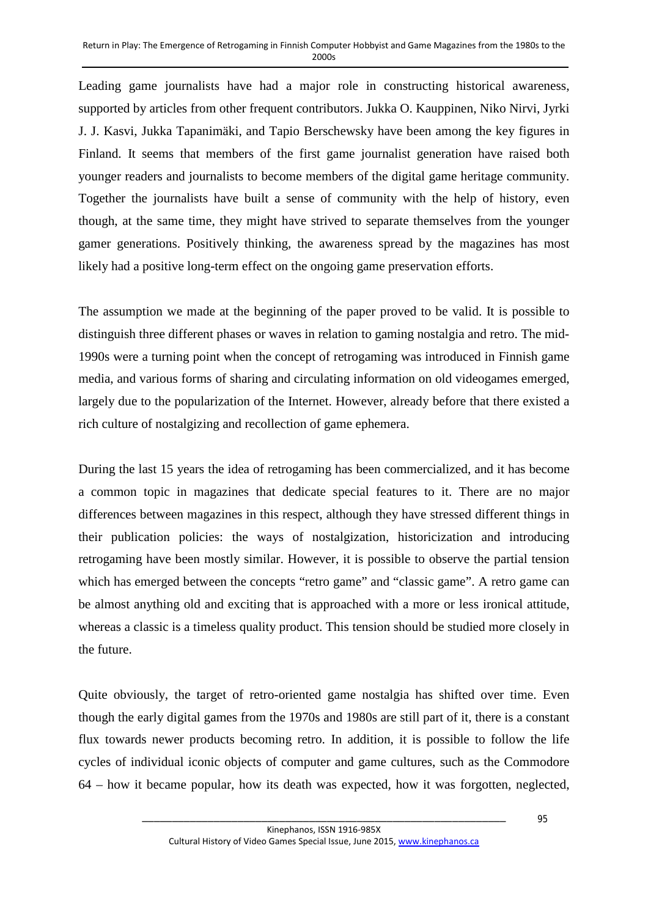Leading game journalists have had a major role in constructing historical awareness, supported by articles from other frequent contributors. Jukka O. Kauppinen, Niko Nirvi, Jyrki J. J. Kasvi, Jukka Tapanimäki, and Tapio Berschewsky have been among the key figures in Finland. It seems that members of the first game journalist generation have raised both younger readers and journalists to become members of the digital game heritage community. Together the journalists have built a sense of community with the help of history, even though, at the same time, they might have strived to separate themselves from the younger gamer generations. Positively thinking, the awareness spread by the magazines has most likely had a positive long-term effect on the ongoing game preservation efforts.

The assumption we made at the beginning of the paper proved to be valid. It is possible to distinguish three different phases or waves in relation to gaming nostalgia and retro. The mid-1990s were a turning point when the concept of retrogaming was introduced in Finnish game media, and various forms of sharing and circulating information on old videogames emerged, largely due to the popularization of the Internet. However, already before that there existed a rich culture of nostalgizing and recollection of game ephemera.

During the last 15 years the idea of retrogaming has been commercialized, and it has become a common topic in magazines that dedicate special features to it. There are no major differences between magazines in this respect, although they have stressed different things in their publication policies: the ways of nostalgization, historicization and introducing retrogaming have been mostly similar. However, it is possible to observe the partial tension which has emerged between the concepts "retro game" and "classic game". A retro game can be almost anything old and exciting that is approached with a more or less ironical attitude, whereas a classic is a timeless quality product. This tension should be studied more closely in the future.

Quite obviously, the target of retro-oriented game nostalgia has shifted over time. Even though the early digital games from the 1970s and 1980s are still part of it, there is a constant flux towards newer products becoming retro. In addition, it is possible to follow the life cycles of individual iconic objects of computer and game cultures, such as the Commodore 64 – how it became popular, how its death was expected, how it was forgotten, neglected,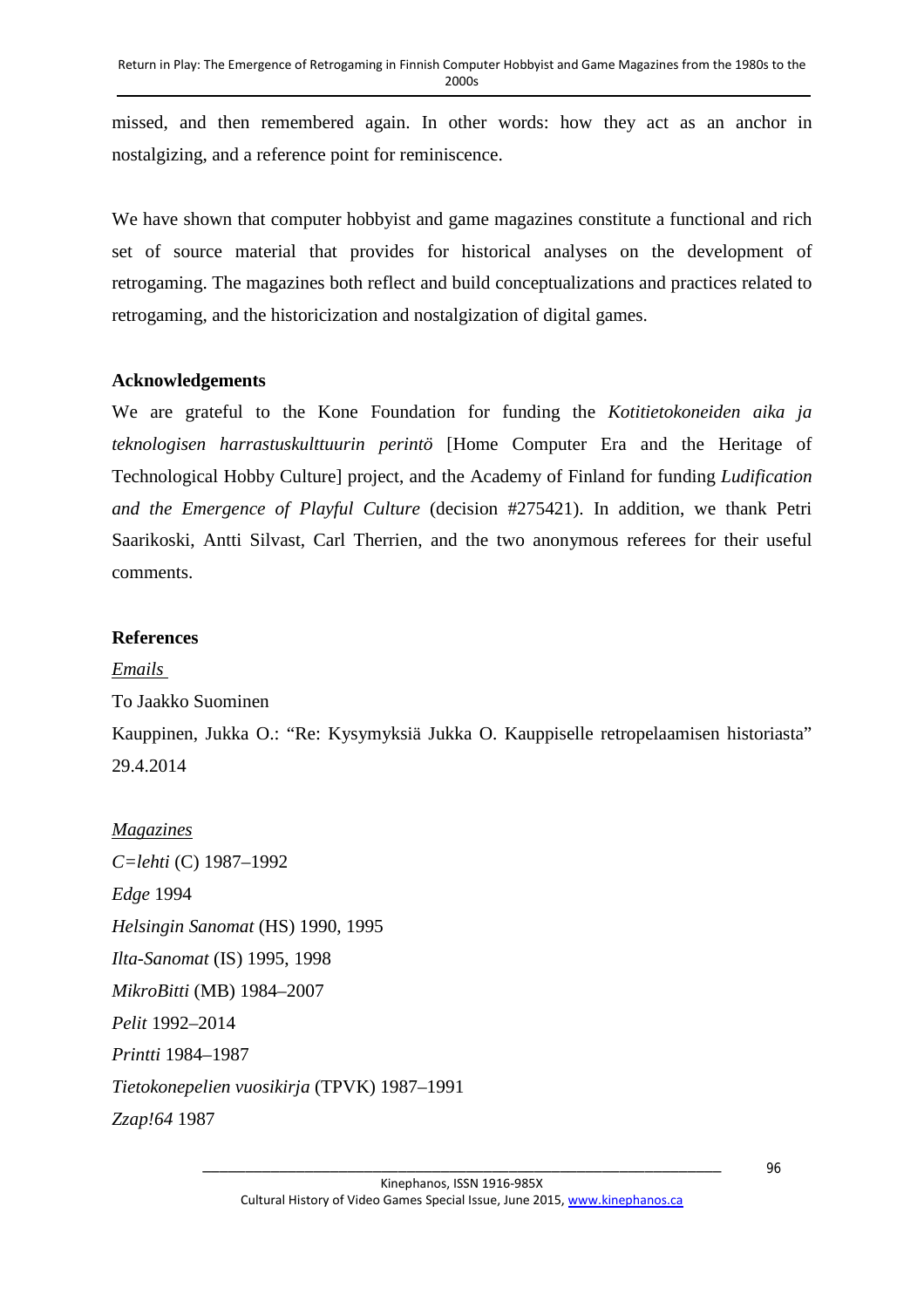missed, and then remembered again. In other words: how they act as an anchor in nostalgizing, and a reference point for reminiscence.

We have shown that computer hobbyist and game magazines constitute a functional and rich set of source material that provides for historical analyses on the development of retrogaming. The magazines both reflect and build conceptualizations and practices related to retrogaming, and the historicization and nostalgization of digital games.

**Acknowledgements**

We are grateful to the Kone Foundation for funding the *Kotitietokoneiden aika ja teknologisen harrastuskulttuurin perintö* [Home Computer Era and the Heritage of Technological Hobby Culture] project, and the Academy of Finland for funding *Ludification and the Emergence of Playful Culture* (decision #275421). In addition, we thank Petri Saarikoski, Antti Silvast, Carl Therrien, and the two anonymous referees for their useful comments.

**References**

*Emails*

To Jaakko Suominen

Kauppinen, Jukka O.: "Re: Kysymyksiä Jukka O. Kauppiselle retropelaamisen historiasta" 29.4.2014

*Magazines*

*C=lehti* (C) 1987–1992

*Edge* 1994

*Helsingin Sanomat* (HS) 1990, 1995

*Ilta-Sanomat* (IS) 1995, 1998

*MikroBitti* (MB) 1984–2007

*Pelit* 1992–2014

*Printti* 1984–1987

*Tietokonepelien vuosikirja* (TPVK) 1987–1991

*Zzap!64* 1987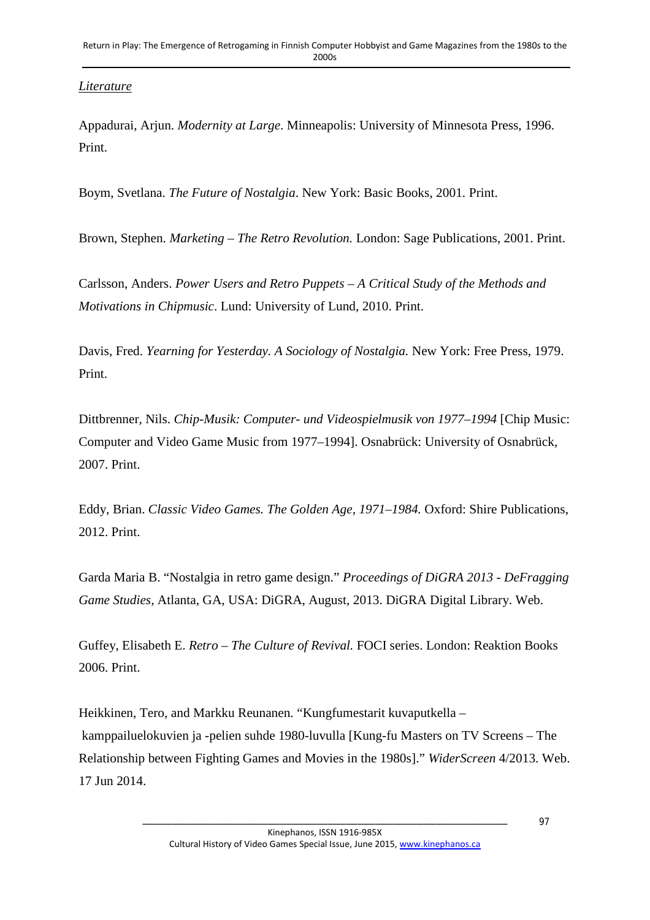*Literature*

Appadurai, Arjun. *Modernity at Large*. Minneapolis: University of Minnesota Press, 1996. Print.

Boym, Svetlana. *The Future of Nostalgia*. New York: Basic Books, 2001. Print.

Brown, Stephen. *Marketing – The Retro Revolution.* London: Sage Publications, 2001. Print.

Carlsson, Anders. *Power Users and Retro Puppets – A Critical Study of the Methods and Motivations in Chipmusic*. Lund: University of Lund, 2010. Print.

Davis, Fred. *Yearning for Yesterday. A Sociology of Nostalgia.* New York: Free Press, 1979. Print.

Dittbrenner, Nils. *Chip-Musik: Computer- und Videospielmusik von 1977–1994* [Chip Music: Computer and Video Game Music from 1977–1994]. Osnabrück: University of Osnabrück, 2007. Print.

Eddy, Brian. *Classic Video Games. The Golden Age, 1971–1984.* Oxford: Shire Publications, 2012. Print.

Garda Maria B. "Nostalgia in retro game design." *Proceedings of DiGRA 2013 - DeFragging Game Studies*, Atlanta, GA, USA: DiGRA, August, 2013. DiGRA Digital Library. Web.

Guffey, Elisabeth E. *Retro – The Culture of Revival.* FOCI series. London: Reaktion Books 2006. Print.

Heikkinen, Tero, and Markku Reunanen. "Kungfumestarit kuvaputkella – kamppailuelokuvien ja -pelien suhde 1980-luvulla [Kung-fu Masters on TV Screens – The Relationship between Fighting Games and Movies in the 1980s]." *WiderScreen* 4/2013. Web. 17 Jun 2014.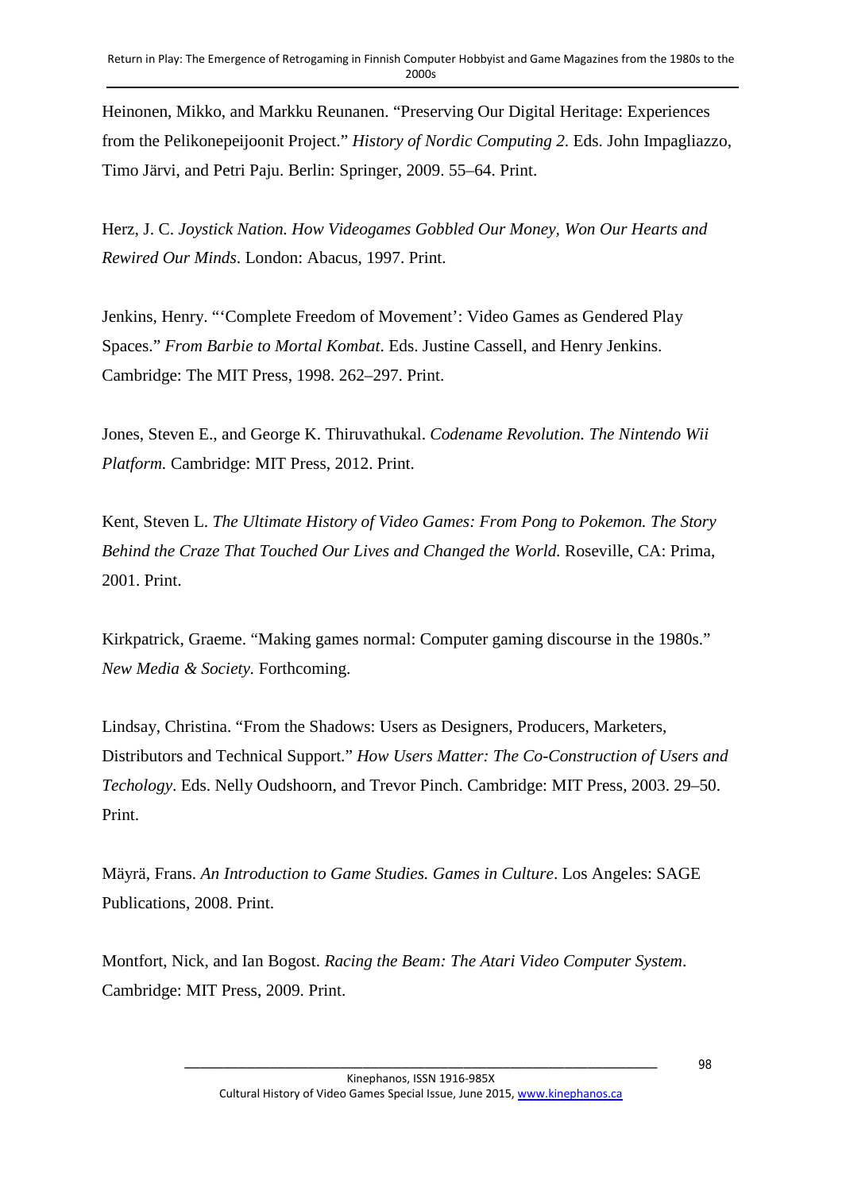Heinonen, Mikko, and Markku Reunanen. “Preserving Our Digital Heritage: Experiences from the Pelikonepeijoonit Project.” *History of Nordic Computing 2*. Eds. John Impagliazzo, Timo Järvi, and Petri Paju. Berlin: Springer, 2009. 55–64. Print.

Herz, J. C. *Joystick Nation. How Videogames Gobbled Our Money, Won Our Hearts and Rewired Our Minds*. London: Abacus, 1997. Print.

Jenkins, Henry. “‘Complete Freedom of Movement’: Video Games as Gendered Play Spaces.” *From Barbie to Mortal Kombat*. Eds. Justine Cassell, and Henry Jenkins. Cambridge: The MIT Press, 1998. 262–297. Print.

Jones, Steven E., and George K. Thiruvathukal. *Codename Revolution. The Nintendo Wii Platform*. Cambridge: MIT Press, 2012. Print.

Kent, Steven L. *The Ultimate History of Video Games: From Pong to Pokemon. The Story Behind the Craze That Touched Our Lives and Changed the World.* Roseville, CA: Prima, 2001. Print.

Kirkpatrick, Graeme. “Making games normal: Computer gaming discourse in the 1980s.” *New Media & Society*. Forthcoming.

Lindsay, Christina. “From the Shadows: Users as Designers, Producers, Marketers, Distributors and Technical Support.” *How Users Matter: The Co-Construction of Users and Techology*. Eds. Nelly Oudshoorn, and Trevor Pinch. Cambridge: MIT Press, 2003. 29–50. Print.

Mäyrä, Frans. *An Introduction to Game Studies. Games in Culture*. Los Angeles: SAGE Publications, 2008. Print.

Montfort, Nick, and Ian Bogost. *Racing the Beam: The Atari Video Computer System*. Cambridge: MIT Press, 2009. Print.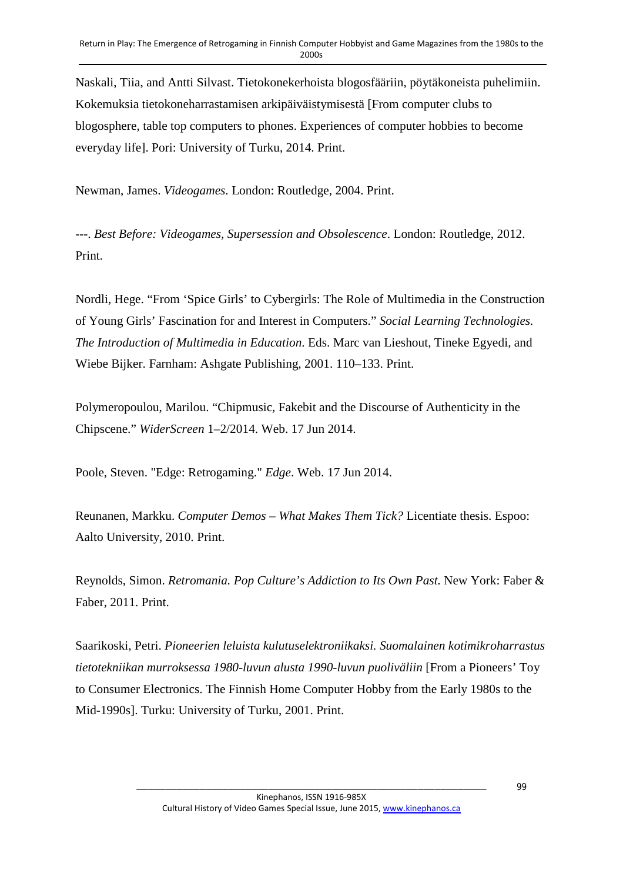Naskali, Tiia, and Antti Silvast. Tietokonekerhoista blogosfääriin, pöytäkoneista puhelimiin. Kokemuksia tietokoneharrastamisen arkipäiväistymisestä [From computer clubs to blogosphere, table top computers to phones. Experiences of computer hobbies to become everyday life]. Pori: University of Turku, 2014. Print.

Newman, James. *Videogames*. London: Routledge, 2004. Print.

---. *Best Before: Videogames, Supersession and Obsolescence*. London: Routledge, 2012. Print.

Nordli, Hege. "From 'Spice Girls' to Cybergirls: The Role of Multimedia in the Construction of Young Girls' Fascination for and Interest in Computers." *Social Learning Technologies. The Introduction of Multimedia in Education*. Eds. Marc van Lieshout, Tineke Egyedi, and Wiebe Bijker. Farnham: Ashgate Publishing, 2001. 110–133. Print.

Polymeropoulou, Marilou. "Chipmusic, Fakebit and the Discourse of Authenticity in the Chipscene." *WiderScreen* 1–2/2014. Web. 17 Jun 2014.

Poole, Steven. "Edge: Retrogaming." *Edge*. Web. 17 Jun 2014.

Reunanen, Markku. *Computer Demos – What Makes Them Tick?* Licentiate thesis. Espoo: Aalto University, 2010. Print.

Reynolds, Simon. *Retromania. Pop Culture's Addiction to Its Own Past.* New York: Faber & Faber, 2011. Print.

Saarikoski, Petri. *Pioneerien leluista kulutuselektroniikaksi. Suomalainen kotimikroharrastus tietotekniikan murroksessa 1980-luvun alusta 1990-luvun puoliväliin* [From a Pioneers' Toy to Consumer Electronics. The Finnish Home Computer Hobby from the Early 1980s to the Mid-1990s]. Turku: University of Turku, 2001. Print.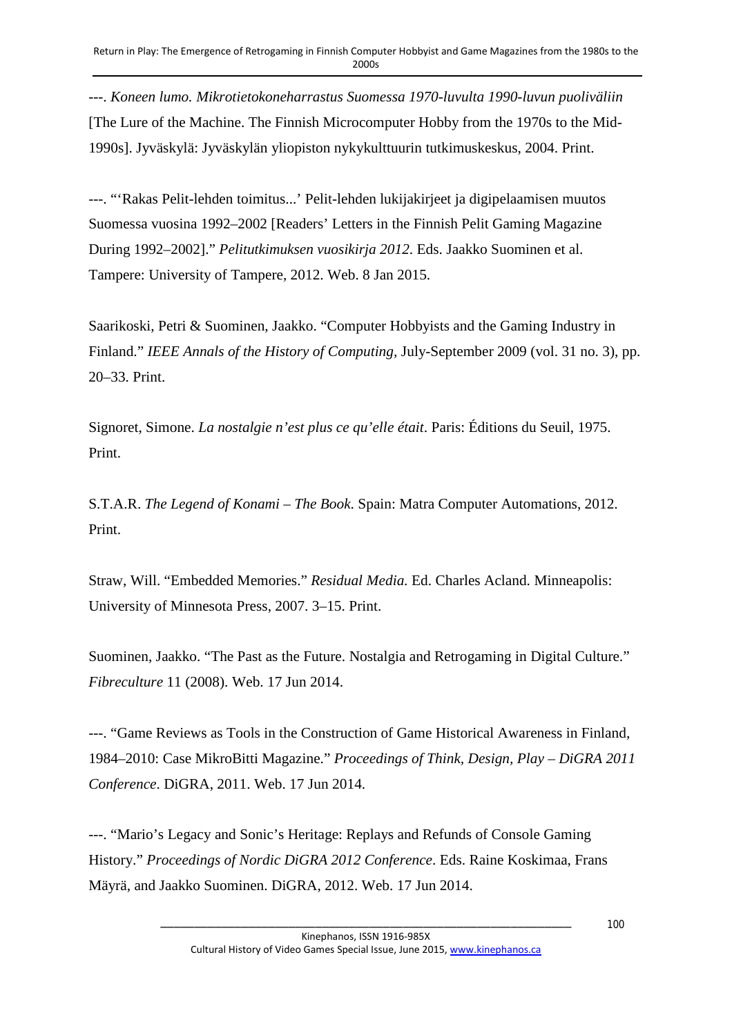---. *Koneen lumo. Mikrotietokoneharrastus Suomessa 1970-luvulta 1990-luvun puoliväliin* [The Lure of the Machine. The Finnish Microcomputer Hobby from the 1970s to the Mid-1990s]. Jyväskylä: Jyväskylän yliopiston nykykulttuurin tutkimuskeskus, 2004. Print.

---. "'Rakas Pelit-lehden toimitus...' Pelit-lehden lukijakirjeet ja digipelaamisen muutos Suomessa vuosina 1992–2002 [Readers' Letters in the Finnish Pelit Gaming Magazine During 1992–2002]." *Pelitutkimuksen vuosikirja 2012*. Eds. Jaakko Suominen et al. Tampere: University of Tampere, 2012. Web. 8 Jan 2015.

Saarikoski, Petri & Suominen, Jaakko. "Computer Hobbyists and the Gaming Industry in Finland." *IEEE Annals of the History of Computing*, July-September 2009 (vol. 31 no. 3), pp. 20–33. Print.

Signoret, Simone. *La nostalgie n'est plus ce qu'elle était*. Paris: Éditions du Seuil, 1975. Print.

S.T.A.R. *The Legend of Konami – The Book*. Spain: Matra Computer Automations, 2012. Print.

Straw, Will. "Embedded Memories." *Residual Media.* Ed. Charles Acland. Minneapolis: University of Minnesota Press, 2007. 3–15. Print.

Suominen, Jaakko. "The Past as the Future. Nostalgia and Retrogaming in Digital Culture." *Fibreculture* 11 (2008). Web. 17 Jun 2014.

---. "Game Reviews as Tools in the Construction of Game Historical Awareness in Finland, 1984–2010: Case MikroBitti Magazine." *Proceedings of Think, Design, Play – DiGRA 2011 Conference*. DiGRA, 2011. Web. 17 Jun 2014.

---. "Mario's Legacy and Sonic's Heritage: Replays and Refunds of Console Gaming History." *Proceedings of Nordic DiGRA 2012 Conference*. Eds. Raine Koskimaa, Frans Mäyrä, and Jaakko Suominen. DiGRA, 2012. Web. 17 Jun 2014.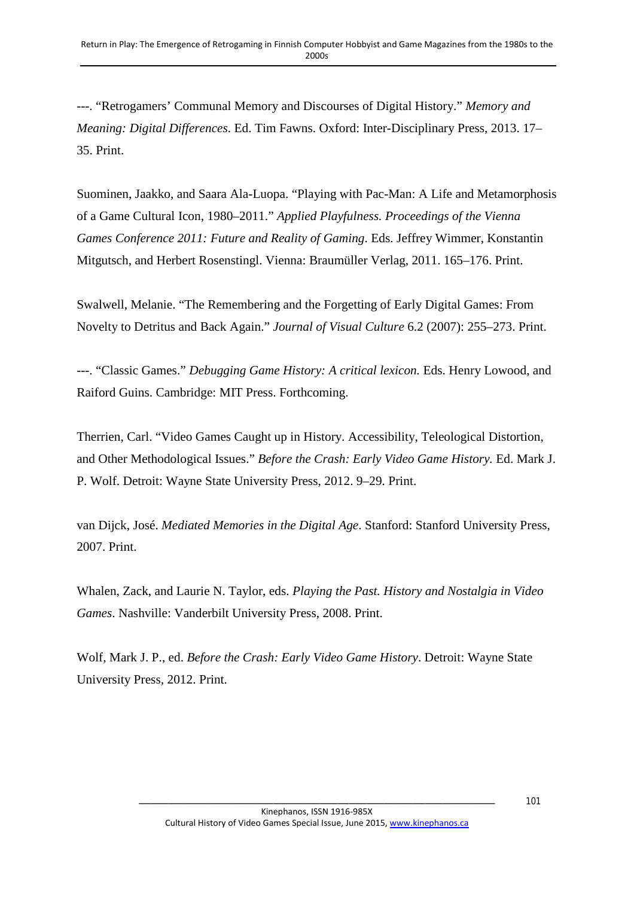---. “Retrogamers’ Communal Memory and Discourses of Digital History.” *Memory and Meaning: Digital Differences*. Ed. Tim Fawns. Oxford: Inter-Disciplinary Press, 2013. 17–35. Print.

Suominen, Jaakko, and Saara Ala-Luopa. “Playing with Pac-Man: A Life and Metamorphosis of a Game Cultural Icon, 1980–2011.” *Applied Playfulness. Proceedings of the Vienna Games Conference 2011: Future and Reality of Gaming*. Eds. Jeffrey Wimmer, Konstantin Mitgutsch, and Herbert Rosenstingl. Vienna: Braumüller Verlag, 2011. 165–176. Print.

Swalwell, Melanie. “The Remembering and the Forgetting of Early Digital Games: From Novelty to Detritus and Back Again.” *Journal of Visual Culture* 6.2 (2007): 255–273. Print.

---. “Classic Games.” *Debugging Game History: A critical lexicon.* Eds. Henry Lowood, and Raiford Guins. Cambridge: MIT Press. Forthcoming.

Therrien, Carl. “Video Games Caught up in History. Accessibility, Teleological Distortion, and Other Methodological Issues.” *Before the Crash: Early Video Game History.* Ed. Mark J. P. Wolf. Detroit: Wayne State University Press, 2012. 9–29. Print.

van Dijck, José. *Mediated Memories in the Digital Age*. Stanford: Stanford University Press, 2007. Print.

Whalen, Zack, and Laurie N. Taylor, eds. *Playing the Past. History and Nostalgia in Video Games*. Nashville: Vanderbilt University Press, 2008. Print.

Wolf, Mark J. P., ed. *Before the Crash: Early Video Game History*. Detroit: Wayne State University Press, 2012. Print.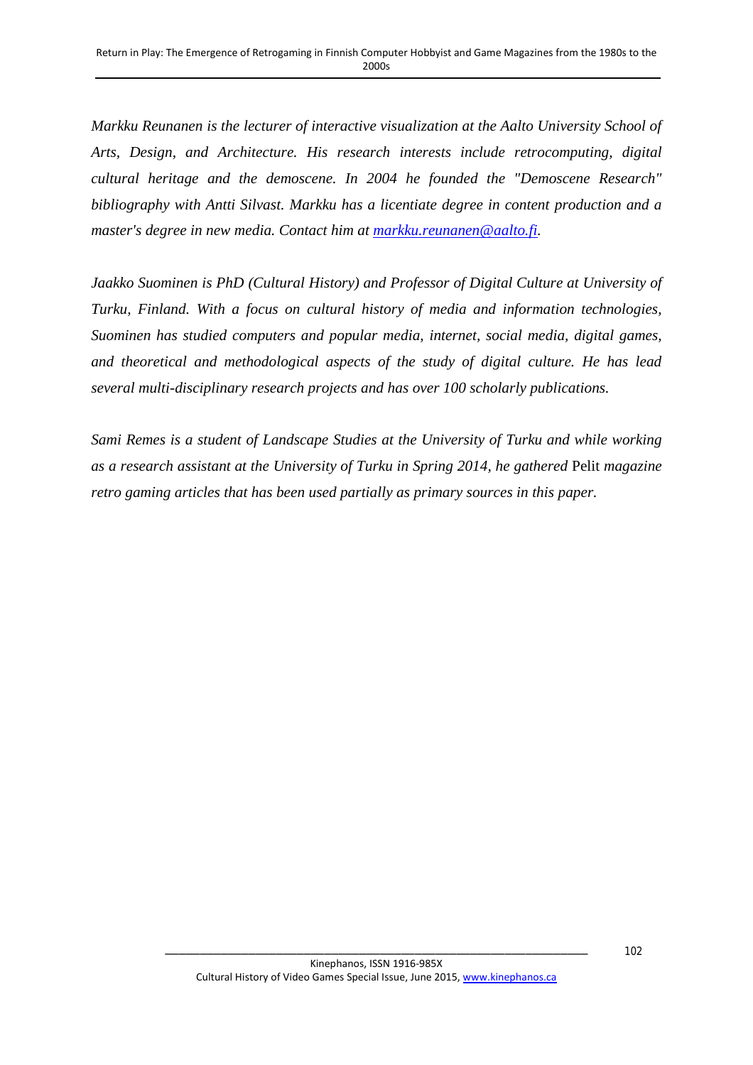*Markku Reunanen is the lecturer of interactive visualization at the Aalto University School of Arts, Design, and Architecture. His research interests include retrocomputing, digital cultural heritage and the demoscene. In 2004 he founded the "Demoscene Research" bibliography with Antti Silvast. Markku has a licentiate degree in content production and a master's degree in new media. Contact him at [markku.reunanen@aalto.fi](mailto:markku.reunanen@aalto.fi).*

*Jaakko Suominen is PhD (Cultural History) and Professor of Digital Culture at University of Turku, Finland. With a focus on cultural history of media and information technologies, Suominen has studied computers and popular media, internet, social media, digital games, and theoretical and methodological aspects of the study of digital culture. He has lead several multi-disciplinary research projects and has over 100 scholarly publications.*

*Sami Remes is a student of Landscape Studies at the University of Turku and while working as a research assistant at the University of Turku in Spring 2014, he gathered* Pelit *magazine retro gaming articles that has been used partially as primary sources in this paper.*